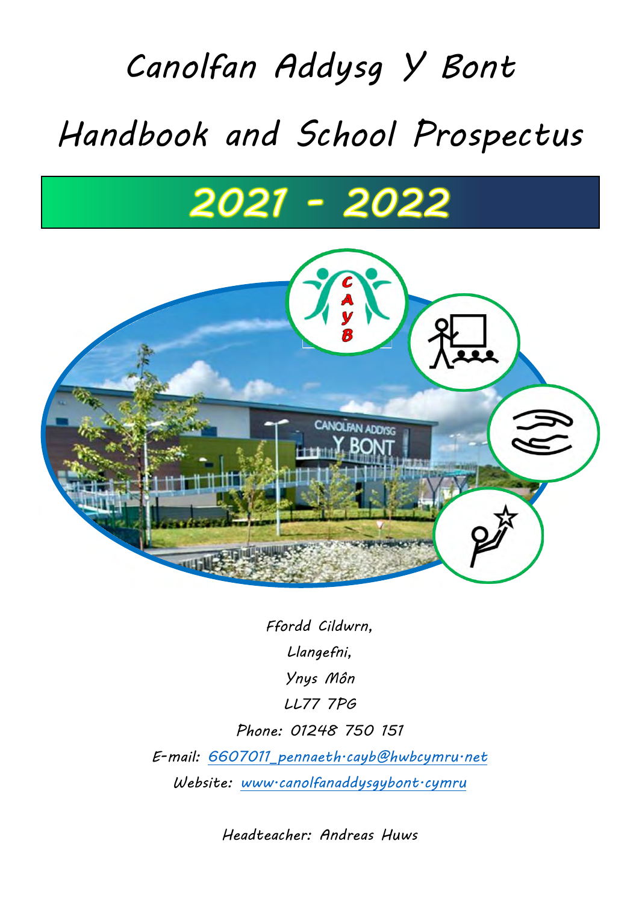# Canolfan Addysg Y Bont

# Handbook and School Prospectus

## 2021 - 2022

Ffordd Cildwrn,

Llangefni,

Ynys Môn

LL77 7PG

Phone: 01248 750 151

E-mail: 6607011_pennaeth.cayb@hwbcymru.net

Website: www.canolfanaddysgybont.cymru

Headteacher: Andreas Huws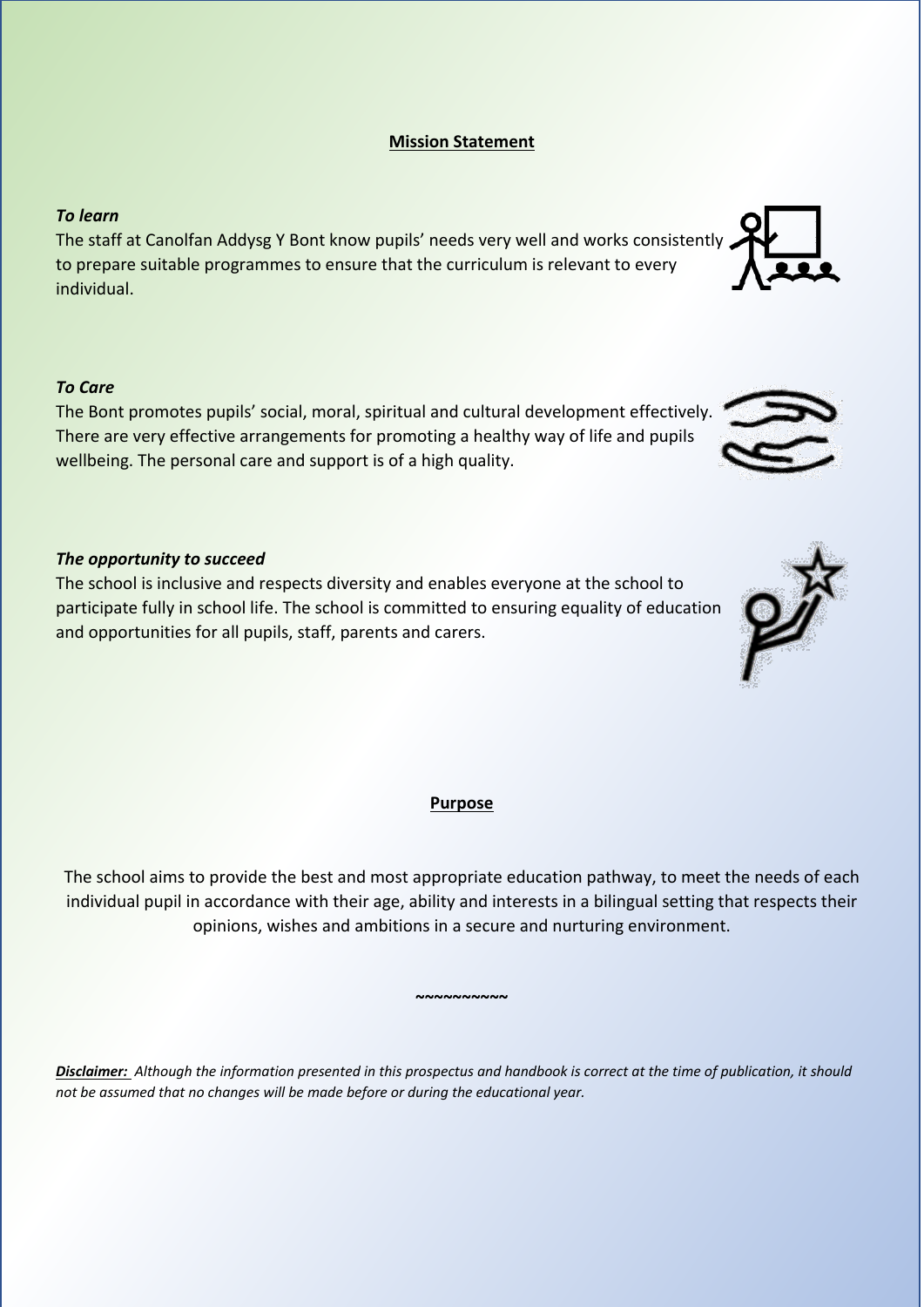## Mission Statement

***To learn***

The staff at Canolfan Addysg Y Bont know pupils' needs very well and works consistently to prepare suitable programmes to ensure that the curriculum is relevant to every individual.

***To Care***

The Bont promotes pupils' social, moral, spiritual and cultural development effectively. There are very effective arrangements for promoting a healthy way of life and pupils wellbeing. The personal care and support is of a high quality.

***The opportunity to succeed***

The school is inclusive and respects diversity and enables everyone at the school to participate fully in school life. The school is committed to ensuring equality of education and opportunities for all pupils, staff, parents and carers.

## Purpose

The school aims to provide the best and most appropriate education pathway, to meet the needs of each individual pupil in accordance with their age, ability and interests in a bilingual setting that respects their opinions, wishes and ambitions in a secure and nurturing environment.

~~~~~~~~~~

***Disclaimer:*** *Although the information presented in this prospectus and handbook is correct at the time of publication, it should not be assumed that no changes will be made before or during the educational year.*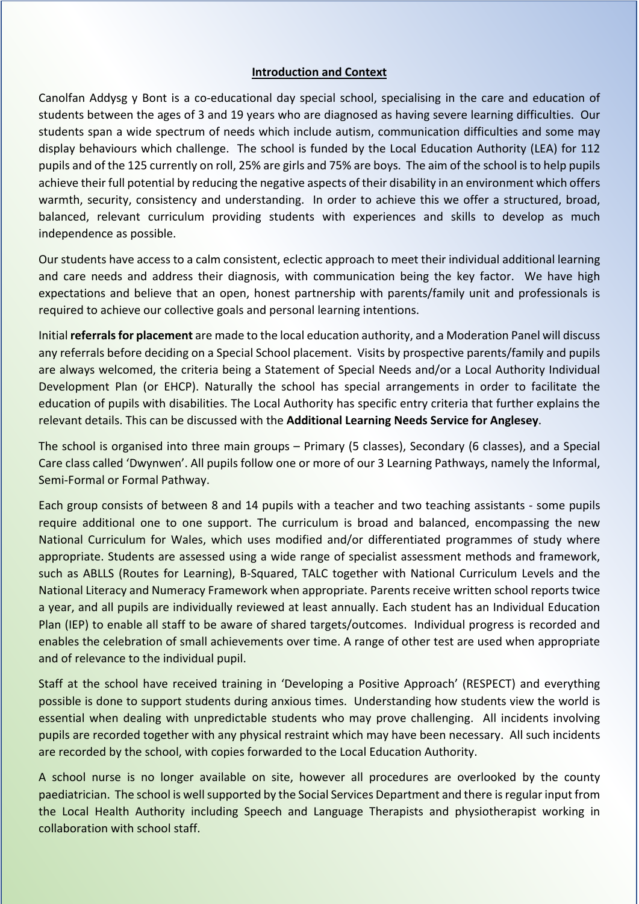## Introduction and Context

Canolfan Addysg y Bont is a co-educational day special school, specialising in the care and education of students between the ages of 3 and 19 years who are diagnosed as having severe learning difficulties. Our students span a wide spectrum of needs which include autism, communication difficulties and some may display behaviours which challenge. The school is funded by the Local Education Authority (LEA) for 112 pupils and of the 125 currently on roll, 25% are girls and 75% are boys. The aim of the school is to help pupils achieve their full potential by reducing the negative aspects of their disability in an environment which offers warmth, security, consistency and understanding. In order to achieve this we offer a structured, broad, balanced, relevant curriculum providing students with experiences and skills to develop as much independence as possible.

Our students have access to a calm consistent, eclectic approach to meet their individual additional learning and care needs and address their diagnosis, with communication being the key factor. We have high expectations and believe that an open, honest partnership with parents/family unit and professionals is required to achieve our collective goals and personal learning intentions.

Initial **referrals for placement** are made to the local education authority, and a Moderation Panel will discuss any referrals before deciding on a Special School placement. Visits by prospective parents/family and pupils are always welcomed, the criteria being a Statement of Special Needs and/or a Local Authority Individual Development Plan (or EHCP). Naturally the school has special arrangements in order to facilitate the education of pupils with disabilities. The Local Authority has specific entry criteria that further explains the relevant details. This can be discussed with the **Additional Learning Needs Service for Anglesey**.

The school is organised into three main groups – Primary (5 classes), Secondary (6 classes), and a Special Care class called 'Dwynwen'. All pupils follow one or more of our 3 Learning Pathways, namely the Informal, Semi-Formal or Formal Pathway.

Each group consists of between 8 and 14 pupils with a teacher and two teaching assistants - some pupils require additional one to one support. The curriculum is broad and balanced, encompassing the new National Curriculum for Wales, which uses modified and/or differentiated programmes of study where appropriate. Students are assessed using a wide range of specialist assessment methods and framework, such as ABLLS (Routes for Learning), B-Squared, TALC together with National Curriculum Levels and the National Literacy and Numeracy Framework when appropriate. Parents receive written school reports twice a year, and all pupils are individually reviewed at least annually. Each student has an Individual Education Plan (IEP) to enable all staff to be aware of shared targets/outcomes. Individual progress is recorded and enables the celebration of small achievements over time. A range of other test are used when appropriate and of relevance to the individual pupil.

Staff at the school have received training in 'Developing a Positive Approach' (RESPECT) and everything possible is done to support students during anxious times. Understanding how students view the world is essential when dealing with unpredictable students who may prove challenging. All incidents involving pupils are recorded together with any physical restraint which may have been necessary. All such incidents are recorded by the school, with copies forwarded to the Local Education Authority.

A school nurse is no longer available on site, however all procedures are overlooked by the county paediatrician. The school is well supported by the Social Services Department and there is regular input from the Local Health Authority including Speech and Language Therapists and physiotherapist working in collaboration with school staff.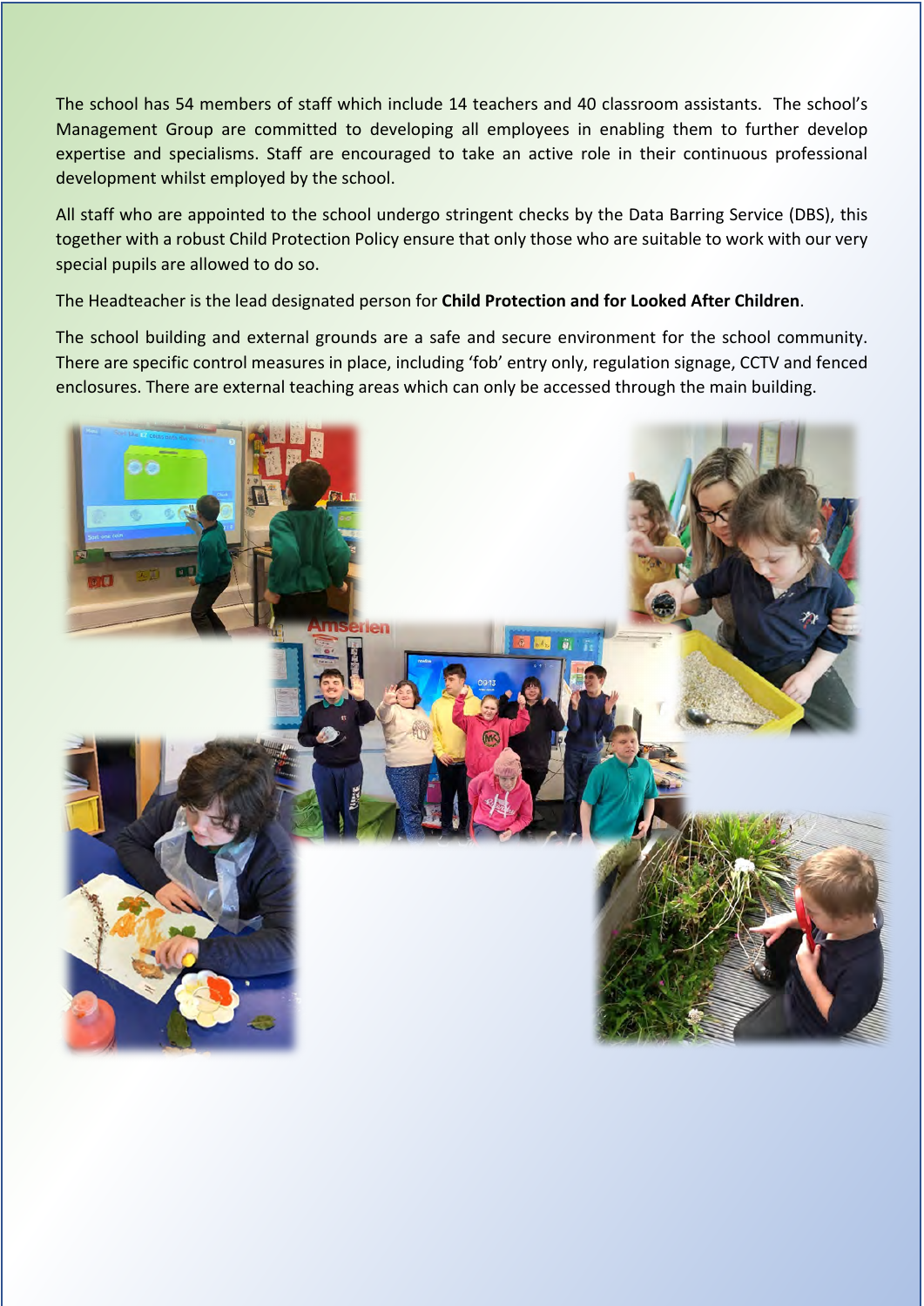The school has 54 members of staff which include 14 teachers and 40 classroom assistants. The school's Management Group are committed to developing all employees in enabling them to further develop expertise and specialisms. Staff are encouraged to take an active role in their continuous professional development whilst employed by the school.

All staff who are appointed to the school undergo stringent checks by the Data Barring Service (DBS), this together with a robust Child Protection Policy ensure that only those who are suitable to work with our very special pupils are allowed to do so.

The Headteacher is the lead designated person for **Child Protection and for Looked After Children**.

The school building and external grounds are a safe and secure environment for the school community. There are specific control measures in place, including 'fob' entry only, regulation signage, CCTV and fenced enclosures. There are external teaching areas which can only be accessed through the main building.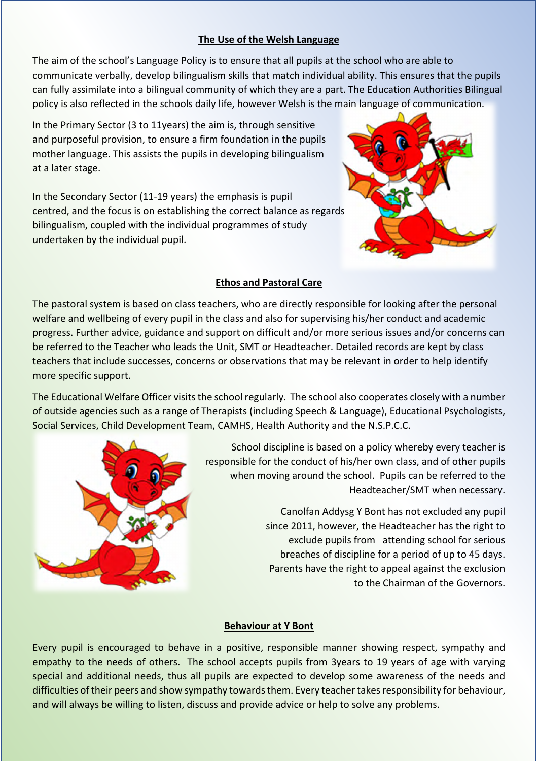## The Use of the Welsh Language

The aim of the school's Language Policy is to ensure that all pupils at the school who are able to communicate verbally, develop bilingualism skills that match individual ability. This ensures that the pupils can fully assimilate into a bilingual community of which they are a part. The Education Authorities Bilingual policy is also reflected in the schools daily life, however Welsh is the main language of communication.

In the Primary Sector (3 to 11years) the aim is, through sensitive and purposeful provision, to ensure a firm foundation in the pupils mother language. This assists the pupils in developing bilingualism at a later stage.

In the Secondary Sector (11-19 years) the emphasis is pupil centred, and the focus is on establishing the correct balance as regards bilingualism, coupled with the individual programmes of study undertaken by the individual pupil.

## Ethos and Pastoral Care

The pastoral system is based on class teachers, who are directly responsible for looking after the personal welfare and wellbeing of every pupil in the class and also for supervising his/her conduct and academic progress. Further advice, guidance and support on difficult and/or more serious issues and/or concerns can be referred to the Teacher who leads the Unit, SMT or Headteacher. Detailed records are kept by class teachers that include successes, concerns or observations that may be relevant in order to help identify more specific support.

The Educational Welfare Officer visits the school regularly. The school also cooperates closely with a number of outside agencies such as a range of Therapists (including Speech & Language), Educational Psychologists, Social Services, Child Development Team, CAMHS, Health Authority and the N.S.P.C.C.

School discipline is based on a policy whereby every teacher is responsible for the conduct of his/her own class, and of other pupils when moving around the school. Pupils can be referred to the Headteacher/SMT when necessary.

Canolfan Addysg Y Bont has not excluded any pupil since 2011, however, the Headteacher has the right to exclude pupils from attending school for serious breaches of discipline for a period of up to 45 days. Parents have the right to appeal against the exclusion to the Chairman of the Governors.

## Behaviour at Y Bont

Every pupil is encouraged to behave in a positive, responsible manner showing respect, sympathy and empathy to the needs of others. The school accepts pupils from 3years to 19 years of age with varying special and additional needs, thus all pupils are expected to develop some awareness of the needs and difficulties of their peers and show sympathy towards them. Every teacher takes responsibility for behaviour, and will always be willing to listen, discuss and provide advice or help to solve any problems.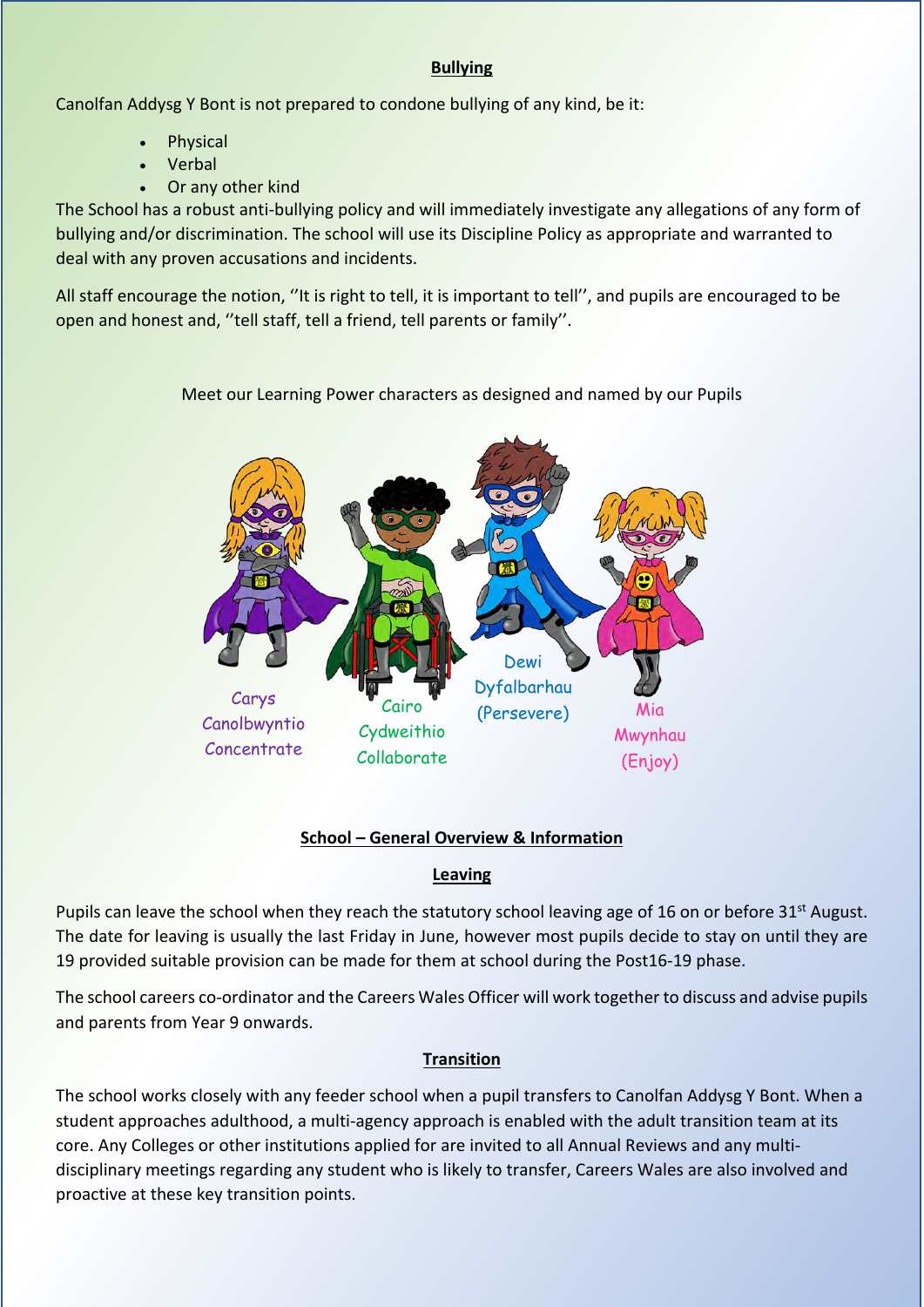## Bullying

Canolfan Addysg Y Bont is not prepared to condone bullying of any kind, be it:

- Physical
- Verbal
- Or any other kind

The School has a robust anti-bullying policy and will immediately investigate any allegations of any form of bullying and/or discrimination. The school will use its Discipline Policy as appropriate and warranted to deal with any proven accusations and incidents.

All staff encourage the notion, ''It is right to tell, it is important to tell'', and pupils are encouraged to be open and honest and, ''tell staff, tell a friend, tell parents or family''.

Meet our Learning Power characters as designed and named by our Pupils

Carys
Canolbwyntio
Concentrate

Cairo
Cydweithio
Collaborate

Dewi
Dyfalbarhau
(Persevere)

Mia
Mwynhau
(Enjoy)

## School – General Overview & Information

### Leaving

Pupils can leave the school when they reach the statutory school leaving age of 16 on or before 31st August. The date for leaving is usually the last Friday in June, however most pupils decide to stay on until they are 19 provided suitable provision can be made for them at school during the Post16-19 phase.

The school careers co-ordinator and the Careers Wales Officer will work together to discuss and advise pupils and parents from Year 9 onwards.

### Transition

The school works closely with any feeder school when a pupil transfers to Canolfan Addysg Y Bont. When a student approaches adulthood, a multi-agency approach is enabled with the adult transition team at its core. Any Colleges or other institutions applied for are invited to all Annual Reviews and any multi-disciplinary meetings regarding any student who is likely to transfer, Careers Wales are also involved and proactive at these key transition points.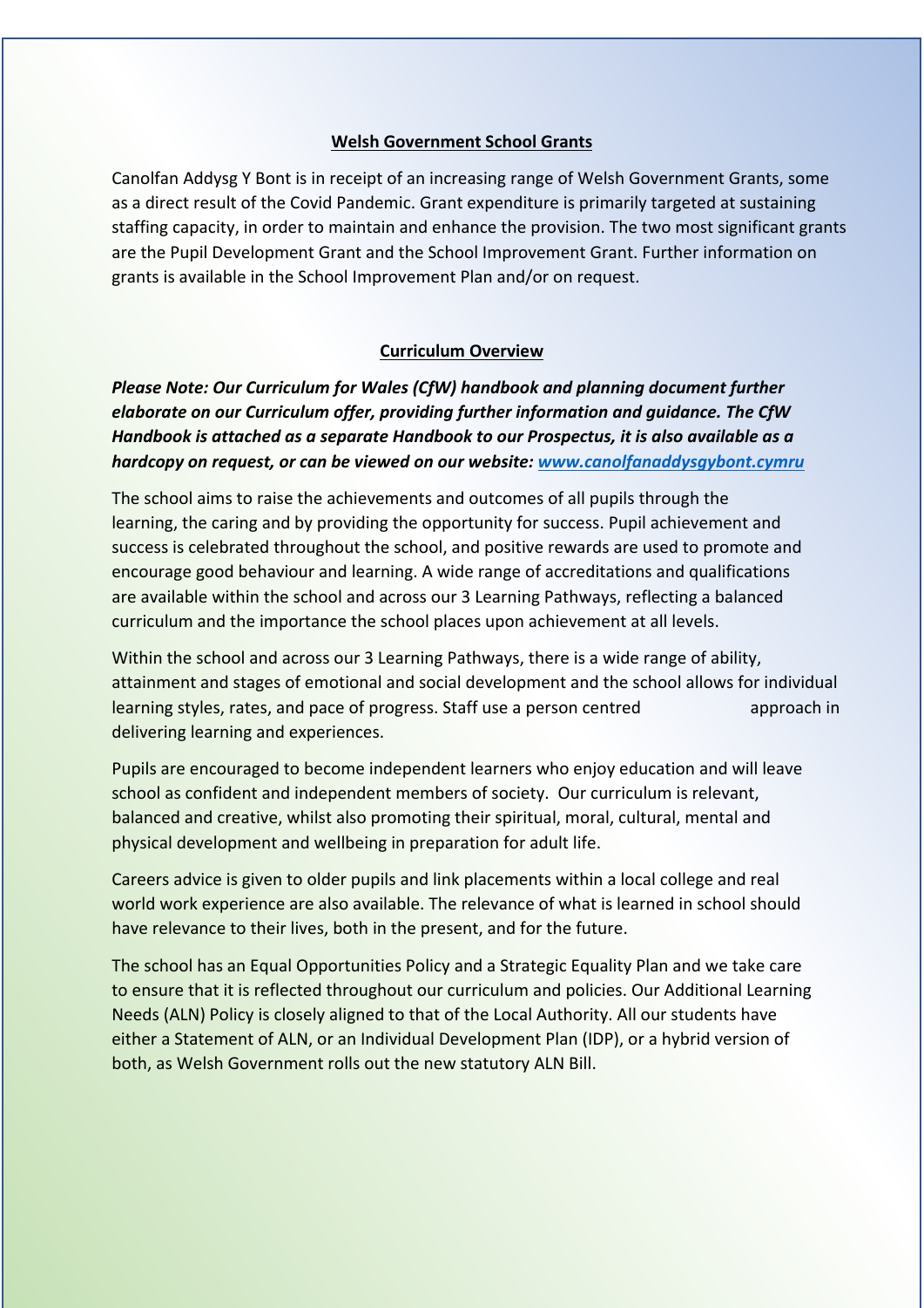## Welsh Government School Grants

Canolfan Addysg Y Bont is in receipt of an increasing range of Welsh Government Grants, some as a direct result of the Covid Pandemic. Grant expenditure is primarily targeted at sustaining staffing capacity, in order to maintain and enhance the provision. The two most significant grants are the Pupil Development Grant and the School Improvement Grant. Further information on grants is available in the School Improvement Plan and/or on request.

## Curriculum Overview

***Please Note: Our Curriculum for Wales (CfW) handbook and planning document further elaborate on our Curriculum offer, providing further information and guidance. The CfW Handbook is attached as a separate Handbook to our Prospectus, it is also available as a hardcopy on request, or can be viewed on our website: [www.canolfanaddysgybont.cymru](http://www.canolfanaddysgybont.cymru)***

The school aims to raise the achievements and outcomes of all pupils through the learning, the caring and by providing the opportunity for success. Pupil achievement and success is celebrated throughout the school, and positive rewards are used to promote and encourage good behaviour and learning. A wide range of accreditations and qualifications are available within the school and across our 3 Learning Pathways, reflecting a balanced curriculum and the importance the school places upon achievement at all levels.

Within the school and across our 3 Learning Pathways, there is a wide range of ability, attainment and stages of emotional and social development and the school allows for individual learning styles, rates, and pace of progress. Staff use a person centred approach in delivering learning and experiences.

Pupils are encouraged to become independent learners who enjoy education and will leave school as confident and independent members of society. Our curriculum is relevant, balanced and creative, whilst also promoting their spiritual, moral, cultural, mental and physical development and wellbeing in preparation for adult life.

Careers advice is given to older pupils and link placements within a local college and real world work experience are also available. The relevance of what is learned in school should have relevance to their lives, both in the present, and for the future.

The school has an Equal Opportunities Policy and a Strategic Equality Plan and we take care to ensure that it is reflected throughout our curriculum and policies. Our Additional Learning Needs (ALN) Policy is closely aligned to that of the Local Authority. All our students have either a Statement of ALN, or an Individual Development Plan (IDP), or a hybrid version of both, as Welsh Government rolls out the new statutory ALN Bill.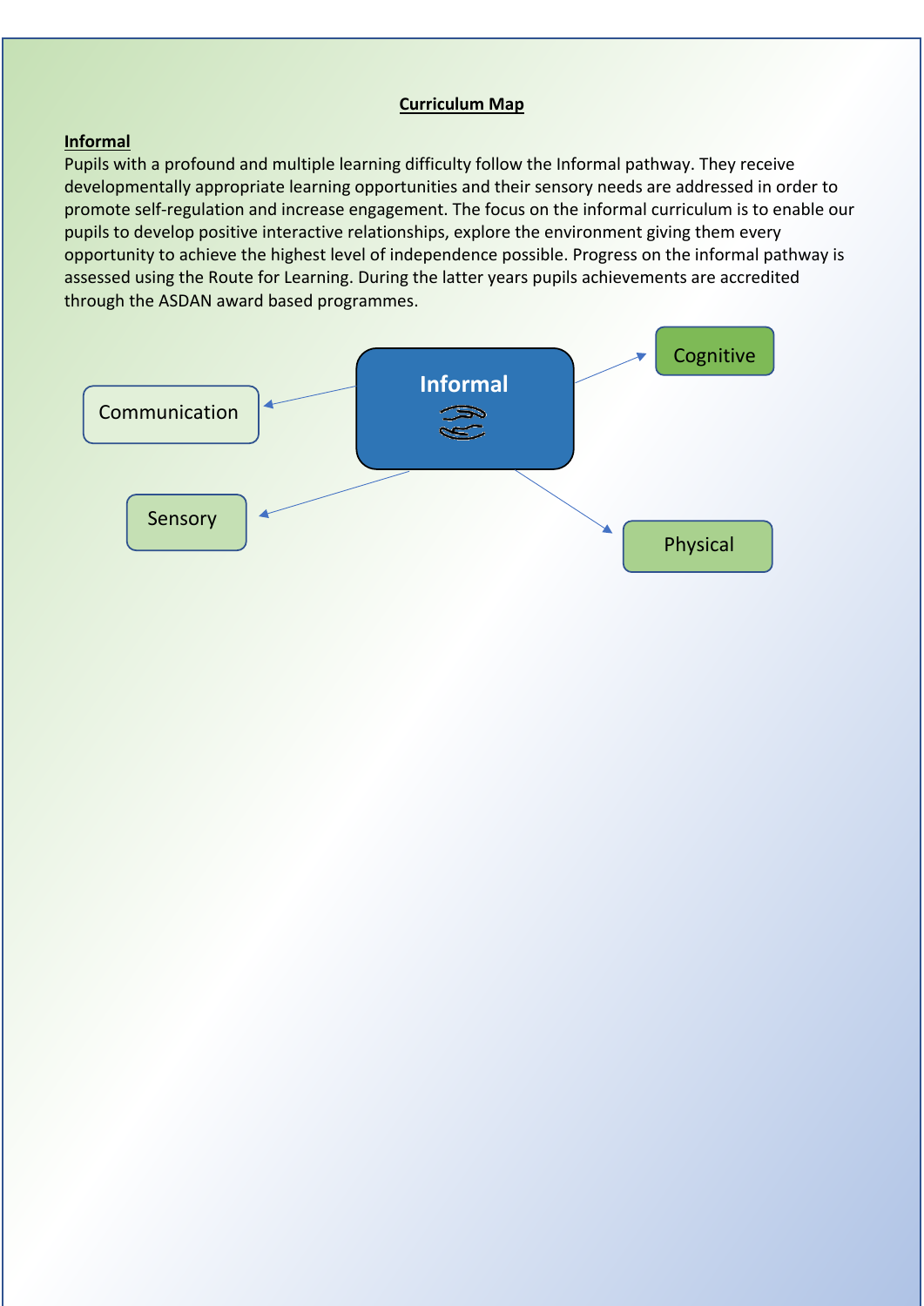## Curriculum Map

### Informal

Pupils with a profound and multiple learning difficulty follow the Informal pathway. They receive developmentally appropriate learning opportunities and their sensory needs are addressed in order to promote self-regulation and increase engagement. The focus on the informal curriculum is to enable our pupils to develop positive interactive relationships, explore the environment giving them every opportunity to achieve the highest level of independence possible. Progress on the informal pathway is assessed using the Route for Learning. During the latter years pupils achievements are accredited through the ASDAN award based programmes.

**Informal**

- Communication
- Cognitive
- Sensory
- Physical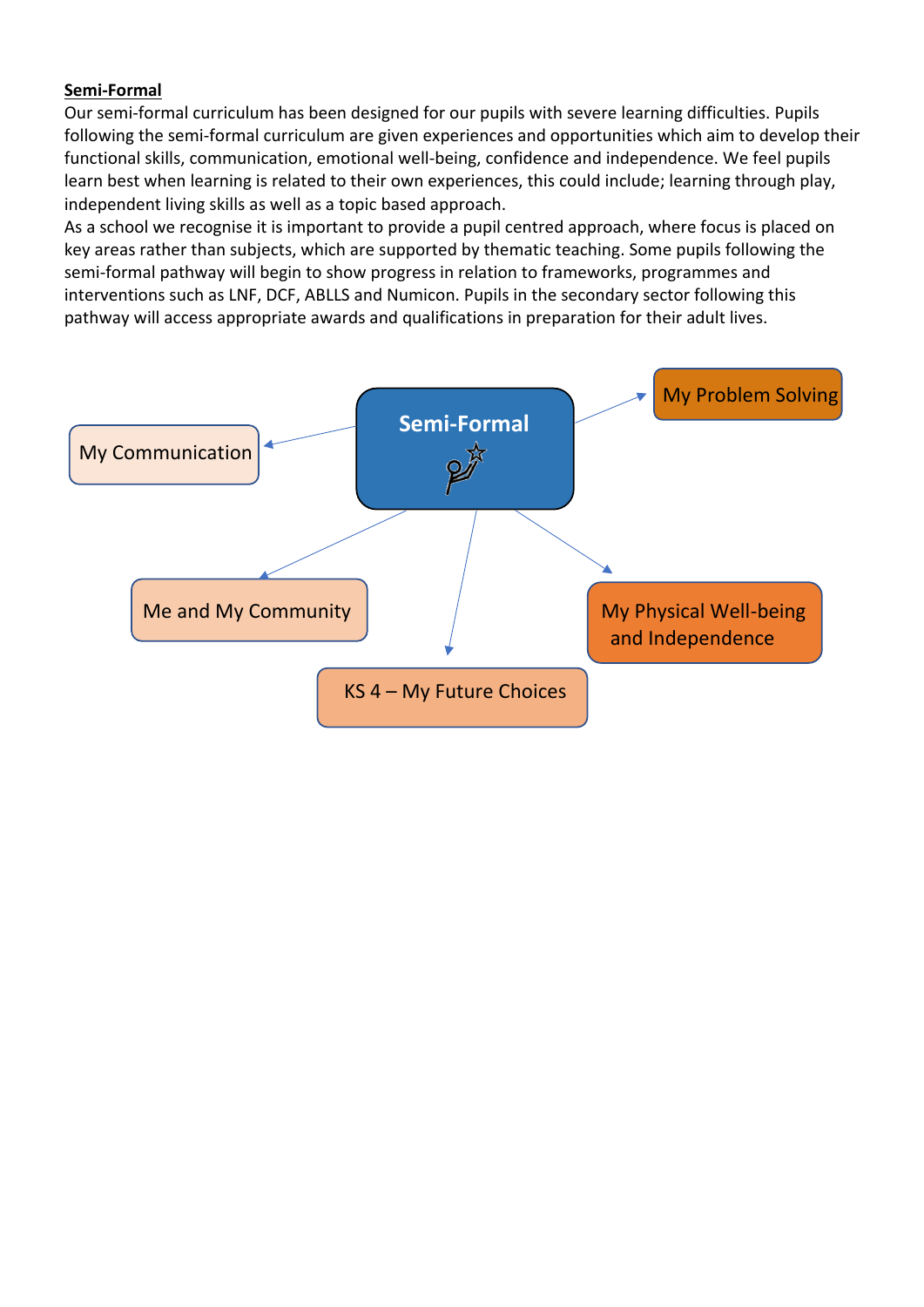**Semi-Formal**

Our semi-formal curriculum has been designed for our pupils with severe learning difficulties. Pupils following the semi-formal curriculum are given experiences and opportunities which aim to develop their functional skills, communication, emotional well-being, confidence and independence. We feel pupils learn best when learning is related to their own experiences, this could include; learning through play, independent living skills as well as a topic based approach.

As a school we recognise it is important to provide a pupil centred approach, where focus is placed on key areas rather than subjects, which are supported by thematic teaching. Some pupils following the semi-formal pathway will begin to show progress in relation to frameworks, programmes and interventions such as LNF, DCF, ABLLS and Numicon. Pupils in the secondary sector following this pathway will access appropriate awards and qualifications in preparation for their adult lives.

Semi-Formal

- My Communication
- My Problem Solving
- Me and My Community
- My Physical Well-being and Independence
- KS 4 – My Future Choices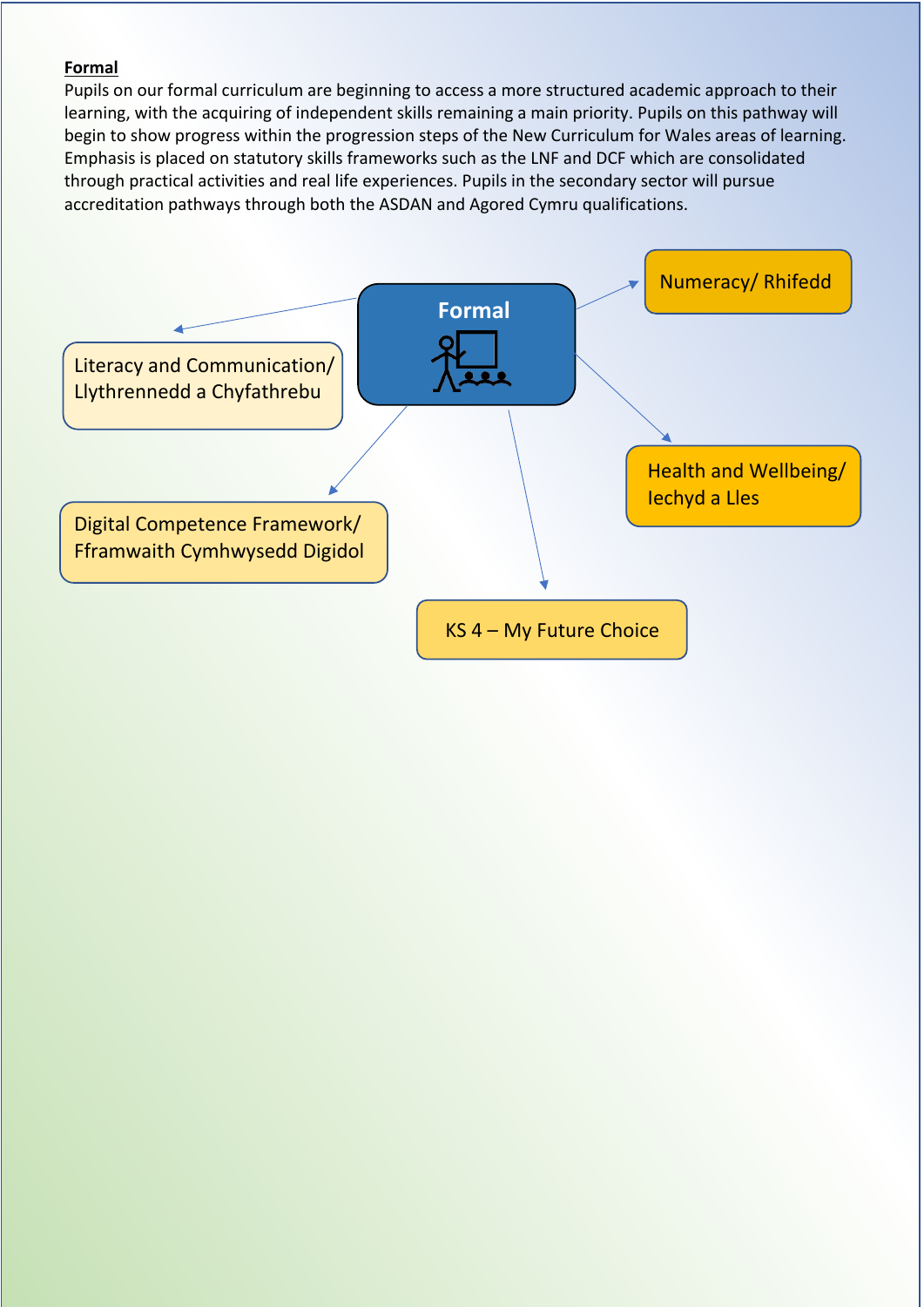**Formal**

Pupils on our formal curriculum are beginning to access a more structured academic approach to their learning, with the acquiring of independent skills remaining a main priority. Pupils on this pathway will begin to show progress within the progression steps of the New Curriculum for Wales areas of learning. Emphasis is placed on statutory skills frameworks such as the LNF and DCF which are consolidated through practical activities and real life experiences. Pupils in the secondary sector will pursue accreditation pathways through both the ASDAN and Agored Cymru qualifications.

**Formal**

- Literacy and Communication/ Llythrennedd a Chyfathrebu
- Numeracy/ Rhifedd
- Health and Wellbeing/ Iechyd a Lles
- Digital Competence Framework/ Fframwaith Cymhwysedd Digidol
- KS 4 – My Future Choice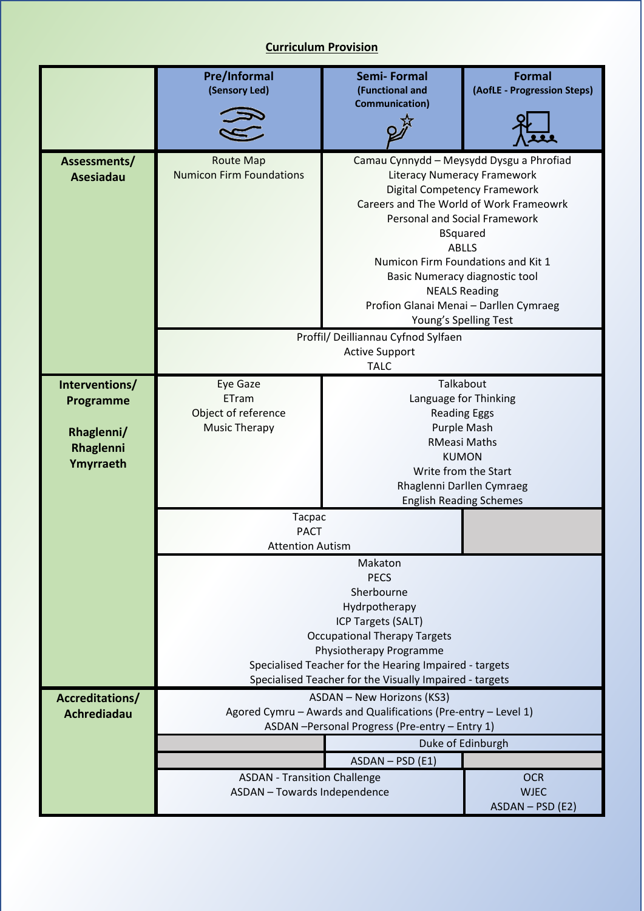## Curriculum Provision

| | Pre/Informal (Sensory Led) | Semi- Formal (Functional and Communication) | Formal (AofLE - Progression Steps) |
|---|---|---|---|
| **Assessments/ Asesiadau** | Route Map<br>Numicon Firm Foundations | Camau Cynnydd – Meysydd Dysgu a Phrofiad<br>Literacy Numeracy Framework<br>Digital Competency Framework<br>Careers and The World of Work Frameowrk<br>Personal and Social Framework<br>BSquared<br>ABLLS<br>Numicon Firm Foundations and Kit 1<br>Basic Numeracy diagnostic tool<br>NEALS Reading<br>Profion Glanai Menai – Darllen Cymraeg<br>Young's Spelling Test | |
| | Proffil/ Deilliannau Cyfnod Sylfaen<br>Active Support<br>TALC | | |
| **Interventions/ Programme**<br><br>**Rhaglenni/ Rhaglenni Ymyrraeth** | Eye Gaze<br>ETram<br>Object of reference<br>Music Therapy | Talkabout<br>Language for Thinking<br>Reading Eggs<br>Purple Mash<br>RMeasi Maths<br>KUMON<br>Write from the Start<br>Rhaglenni Darllen Cymraeg<br>English Reading Schemes | |
| | Tacpac<br>PACT<br>Attention Autism | | |
| | Makaton<br>PECS<br>Sherbourne<br>Hydrpotherapy<br>ICP Targets (SALT)<br>Occupational Therapy Targets<br>Physiotherapy Programme<br>Specialised Teacher for the Hearing Impaired - targets<br>Specialised Teacher for the Visually Impaired - targets | | |
| **Accreditations/ Achrediadau** | ASDAN – New Horizons (KS3)<br>Agored Cymru – Awards and Qualifications (Pre-entry – Level 1)<br>ASDAN –Personal Progress (Pre-entry – Entry 1) | | |
| | | Duke of Edinburgh | |
| | | ASDAN – PSD (E1) | |
| | ASDAN - Transition Challenge<br>ASDAN – Towards Independence | | OCR<br>WJEC<br>ASDAN – PSD (E2) |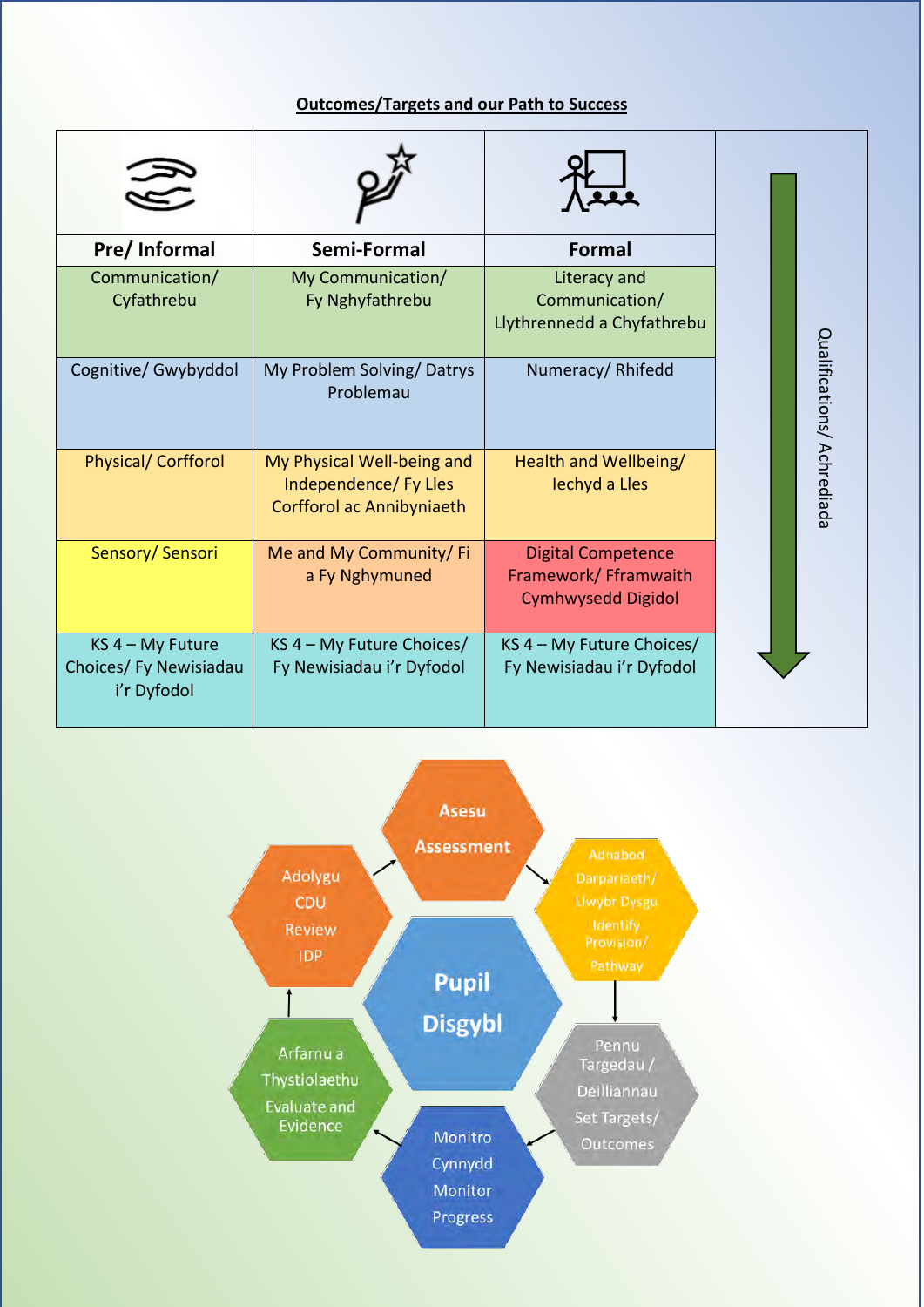**Outcomes/Targets and our Path to Success**

| Pre/ Informal | Semi-Formal | Formal | Qualifications/ Achrediada |
|---|---|---|---|
| Communication/ Cyfathrebu | My Communication/ Fy Nghyfathrebu | Literacy and Communication/ Llythrennedd a Chyfathrebu | |
| Cognitive/ Gwybyddol | My Problem Solving/ Datrys Problemau | Numeracy/ Rhifedd | |
| Physical/ Corfforol | My Physical Well-being and Independence/ Fy Lles Corfforol ac Annibyniaeth | Health and Wellbeing/ Iechyd a Lles | |
| Sensory/ Sensori | Me and My Community/ Fi a Fy Nghymuned | Digital Competence Framework/ Fframwaith Cymhwysedd Digidol | |
| KS 4 – My Future Choices/ Fy Newisiadau i'r Dyfodol | KS 4 – My Future Choices/ Fy Newisiadau i'r Dyfodol | KS 4 – My Future Choices/ Fy Newisiadau i'r Dyfodol | |

**Pupil / Disgybl**

- Asesu / Assessment
- Adnabod Darpariaeth/ Llwybr Dysgu / Identify Provision/ Pathway
- Pennu Targedau / Deilliannau / Set Targets/ Outcomes
- Monitro Cynnydd / Monitor Progress
- Arfarnu a Thystiolaethu / Evaluate and Evidence
- Adolygu CDU / Review IDP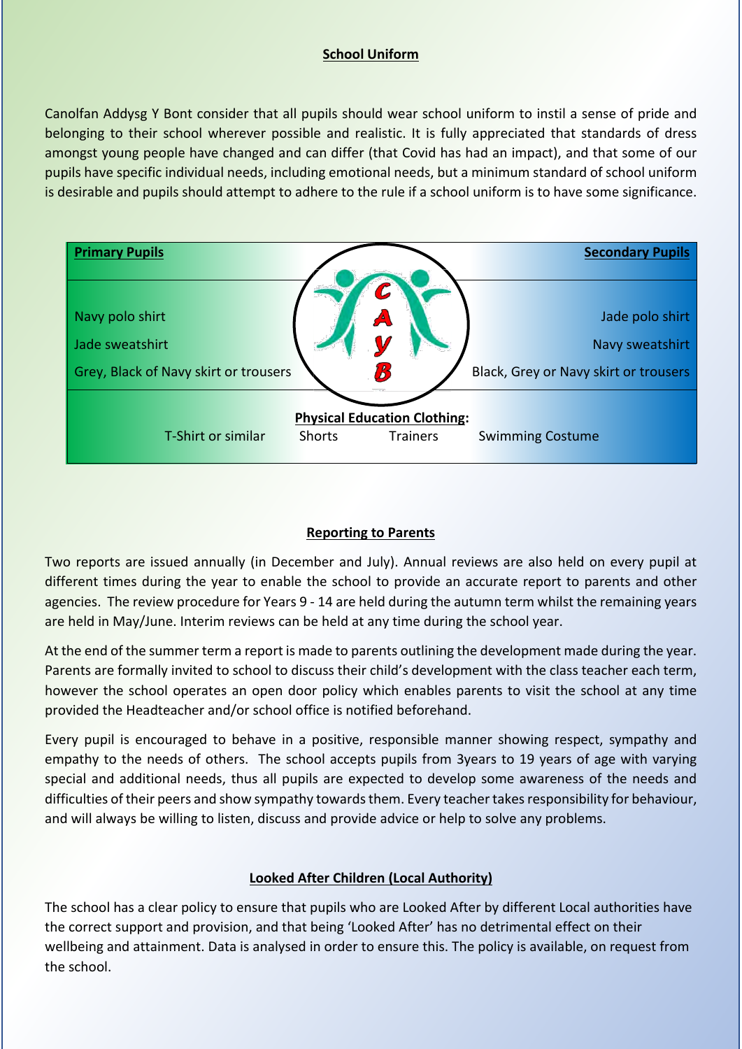## School Uniform

Canolfan Addysg Y Bont consider that all pupils should wear school uniform to instil a sense of pride and belonging to their school wherever possible and realistic. It is fully appreciated that standards of dress amongst young people have changed and can differ (that Covid has had an impact), and that some of our pupils have specific individual needs, including emotional needs, but a minimum standard of school uniform is desirable and pupils should attempt to adhere to the rule if a school uniform is to have some significance.

| **Primary Pupils** | **Secondary Pupils** |
| --- | --- |
| Navy polo shirt | Jade polo shirt |
| Jade sweatshirt | Navy sweatshirt |
| Grey, Black of Navy skirt or trousers | Black, Grey or Navy skirt or trousers |

**Physical Education Clothing:**

T-Shirt or similar    Shorts    Trainers    Swimming Costume

## Reporting to Parents

Two reports are issued annually (in December and July). Annual reviews are also held on every pupil at different times during the year to enable the school to provide an accurate report to parents and other agencies. The review procedure for Years 9 - 14 are held during the autumn term whilst the remaining years are held in May/June. Interim reviews can be held at any time during the school year.

At the end of the summer term a report is made to parents outlining the development made during the year. Parents are formally invited to school to discuss their child's development with the class teacher each term, however the school operates an open door policy which enables parents to visit the school at any time provided the Headteacher and/or school office is notified beforehand.

Every pupil is encouraged to behave in a positive, responsible manner showing respect, sympathy and empathy to the needs of others. The school accepts pupils from 3years to 19 years of age with varying special and additional needs, thus all pupils are expected to develop some awareness of the needs and difficulties of their peers and show sympathy towards them. Every teacher takes responsibility for behaviour, and will always be willing to listen, discuss and provide advice or help to solve any problems.

## Looked After Children (Local Authority)

The school has a clear policy to ensure that pupils who are Looked After by different Local authorities have the correct support and provision, and that being 'Looked After' has no detrimental effect on their wellbeing and attainment. Data is analysed in order to ensure this. The policy is available, on request from the school.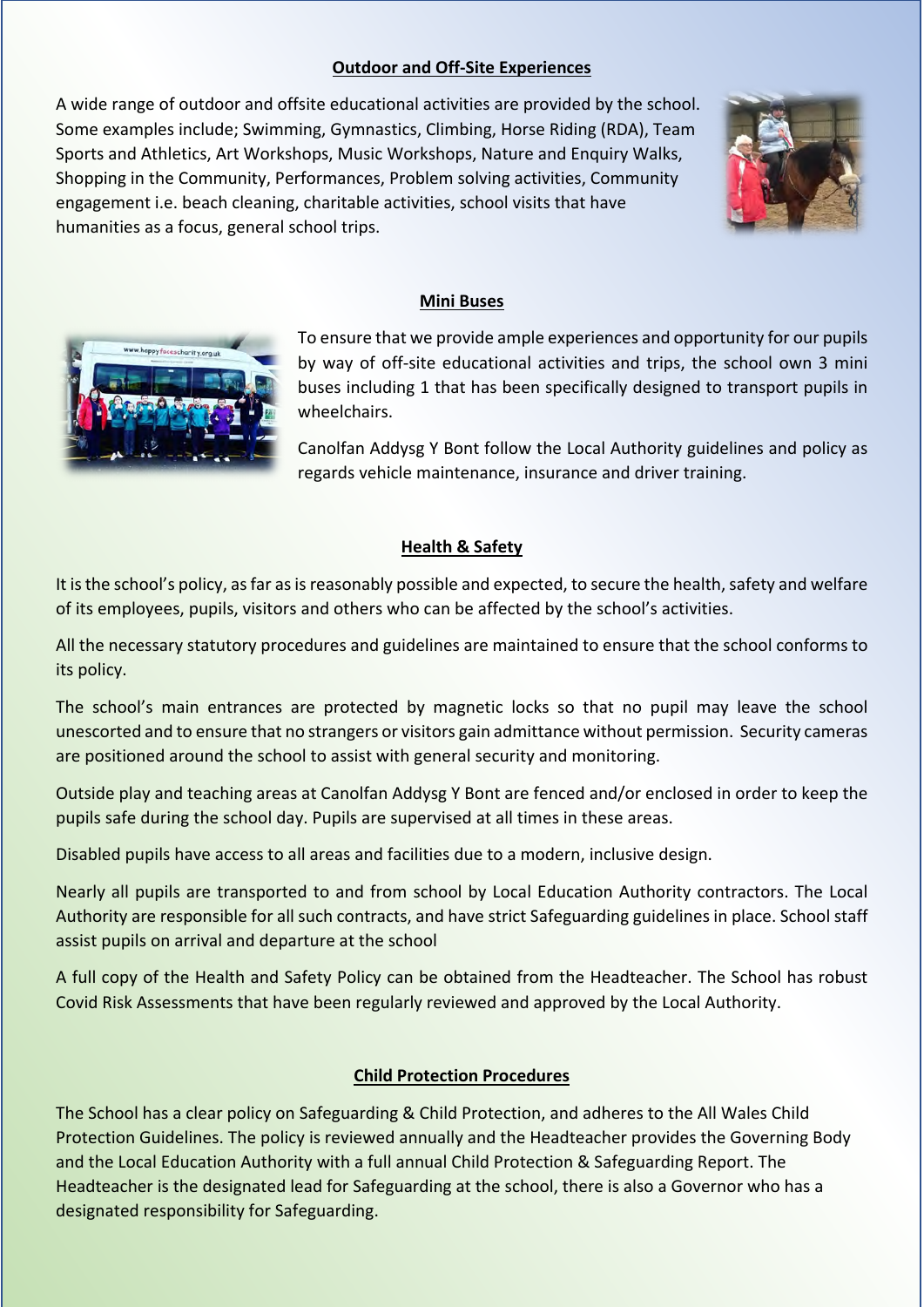## Outdoor and Off-Site Experiences

A wide range of outdoor and offsite educational activities are provided by the school. Some examples include; Swimming, Gymnastics, Climbing, Horse Riding (RDA), Team Sports and Athletics, Art Workshops, Music Workshops, Nature and Enquiry Walks, Shopping in the Community, Performances, Problem solving activities, Community engagement i.e. beach cleaning, charitable activities, school visits that have humanities as a focus, general school trips.

## Mini Buses

To ensure that we provide ample experiences and opportunity for our pupils by way of off-site educational activities and trips, the school own 3 mini buses including 1 that has been specifically designed to transport pupils in wheelchairs.

Canolfan Addysg Y Bont follow the Local Authority guidelines and policy as regards vehicle maintenance, insurance and driver training.

## Health & Safety

It is the school's policy, as far as is reasonably possible and expected, to secure the health, safety and welfare of its employees, pupils, visitors and others who can be affected by the school's activities.

All the necessary statutory procedures and guidelines are maintained to ensure that the school conforms to its policy.

The school's main entrances are protected by magnetic locks so that no pupil may leave the school unescorted and to ensure that no strangers or visitors gain admittance without permission. Security cameras are positioned around the school to assist with general security and monitoring.

Outside play and teaching areas at Canolfan Addysg Y Bont are fenced and/or enclosed in order to keep the pupils safe during the school day. Pupils are supervised at all times in these areas.

Disabled pupils have access to all areas and facilities due to a modern, inclusive design.

Nearly all pupils are transported to and from school by Local Education Authority contractors. The Local Authority are responsible for all such contracts, and have strict Safeguarding guidelines in place. School staff assist pupils on arrival and departure at the school

A full copy of the Health and Safety Policy can be obtained from the Headteacher. The School has robust Covid Risk Assessments that have been regularly reviewed and approved by the Local Authority.

## Child Protection Procedures

The School has a clear policy on Safeguarding & Child Protection, and adheres to the All Wales Child Protection Guidelines. The policy is reviewed annually and the Headteacher provides the Governing Body and the Local Education Authority with a full annual Child Protection & Safeguarding Report. The Headteacher is the designated lead for Safeguarding at the school, there is also a Governor who has a designated responsibility for Safeguarding.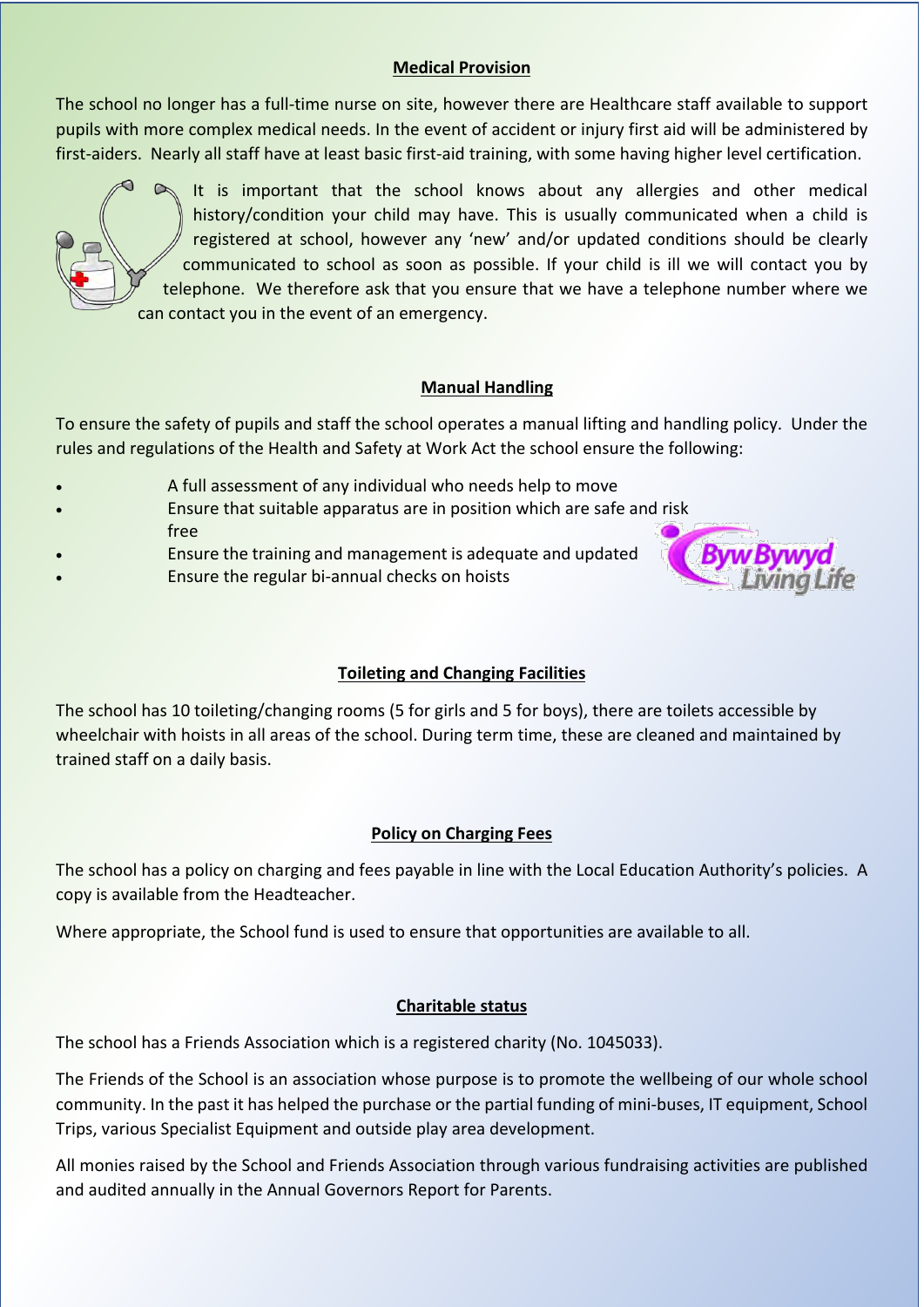## Medical Provision

The school no longer has a full-time nurse on site, however there are Healthcare staff available to support pupils with more complex medical needs. In the event of accident or injury first aid will be administered by first-aiders. Nearly all staff have at least basic first-aid training, with some having higher level certification.

It is important that the school knows about any allergies and other medical history/condition your child may have. This is usually communicated when a child is registered at school, however any 'new' and/or updated conditions should be clearly communicated to school as soon as possible. If your child is ill we will contact you by telephone. We therefore ask that you ensure that we have a telephone number where we can contact you in the event of an emergency.

## Manual Handling

To ensure the safety of pupils and staff the school operates a manual lifting and handling policy. Under the rules and regulations of the Health and Safety at Work Act the school ensure the following:

- A full assessment of any individual who needs help to move
- Ensure that suitable apparatus are in position which are safe and risk free
- Ensure the training and management is adequate and updated
- Ensure the regular bi-annual checks on hoists

Byw Bywyd Living Life

## Toileting and Changing Facilities

The school has 10 toileting/changing rooms (5 for girls and 5 for boys), there are toilets accessible by wheelchair with hoists in all areas of the school. During term time, these are cleaned and maintained by trained staff on a daily basis.

## Policy on Charging Fees

The school has a policy on charging and fees payable in line with the Local Education Authority's policies. A copy is available from the Headteacher.

Where appropriate, the School fund is used to ensure that opportunities are available to all.

## Charitable status

The school has a Friends Association which is a registered charity (No. 1045033).

The Friends of the School is an association whose purpose is to promote the wellbeing of our whole school community. In the past it has helped the purchase or the partial funding of mini-buses, IT equipment, School Trips, various Specialist Equipment and outside play area development.

All monies raised by the School and Friends Association through various fundraising activities are published and audited annually in the Annual Governors Report for Parents.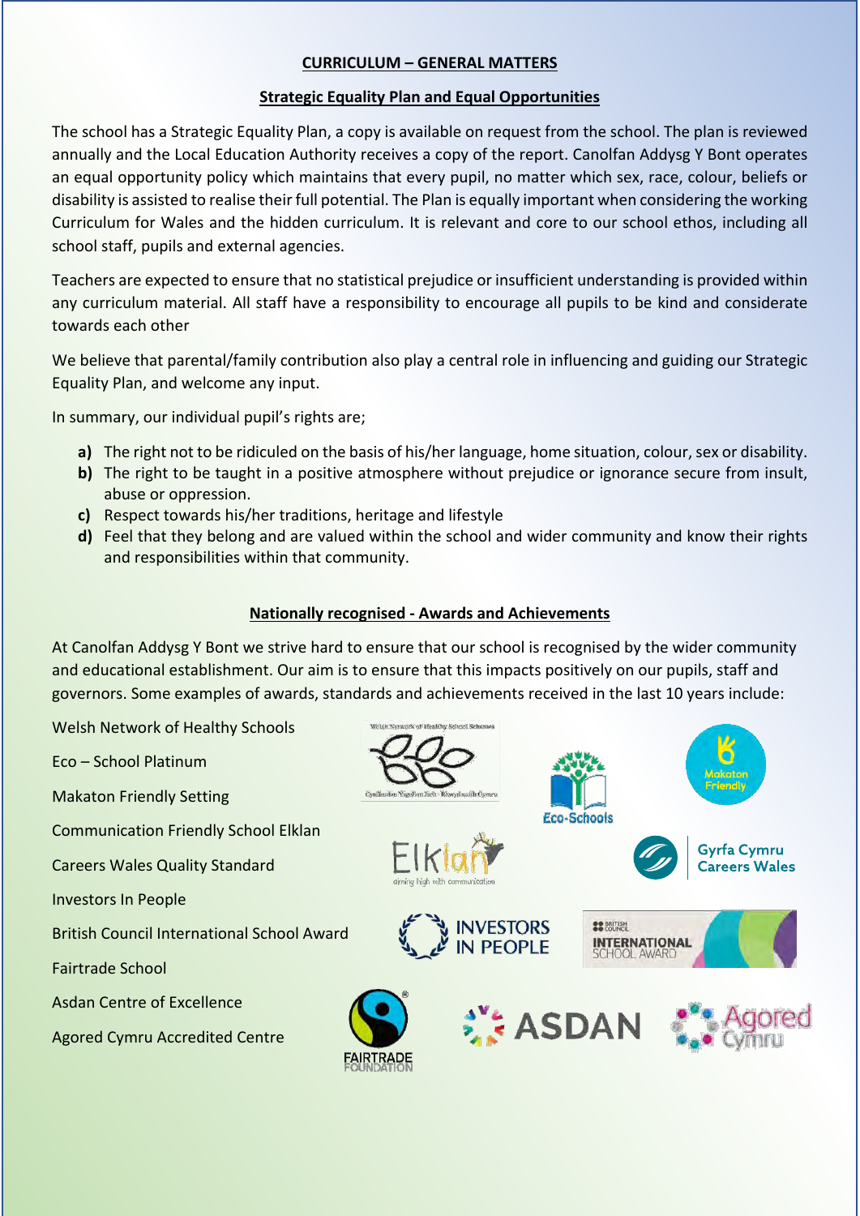## CURRICULUM – GENERAL MATTERS

### Strategic Equality Plan and Equal Opportunities

The school has a Strategic Equality Plan, a copy is available on request from the school. The plan is reviewed annually and the Local Education Authority receives a copy of the report. Canolfan Addysg Y Bont operates an equal opportunity policy which maintains that every pupil, no matter which sex, race, colour, beliefs or disability is assisted to realise their full potential. The Plan is equally important when considering the working Curriculum for Wales and the hidden curriculum. It is relevant and core to our school ethos, including all school staff, pupils and external agencies.

Teachers are expected to ensure that no statistical prejudice or insufficient understanding is provided within any curriculum material. All staff have a responsibility to encourage all pupils to be kind and considerate towards each other

We believe that parental/family contribution also play a central role in influencing and guiding our Strategic Equality Plan, and welcome any input.

In summary, our individual pupil's rights are;

- **a)** The right not to be ridiculed on the basis of his/her language, home situation, colour, sex or disability.
- **b)** The right to be taught in a positive atmosphere without prejudice or ignorance secure from insult, abuse or oppression.
- **c)** Respect towards his/her traditions, heritage and lifestyle
- **d)** Feel that they belong and are valued within the school and wider community and know their rights and responsibilities within that community.

### Nationally recognised - Awards and Achievements

At Canolfan Addysg Y Bont we strive hard to ensure that our school is recognised by the wider community and educational establishment. Our aim is to ensure that this impacts positively on our pupils, staff and governors. Some examples of awards, standards and achievements received in the last 10 years include:

Welsh Network of Healthy Schools

Eco – School Platinum

Makaton Friendly Setting

Communication Friendly School Elklan

Careers Wales Quality Standard

Investors In People

British Council International School Award

Fairtrade School

Asdan Centre of Excellence

Agored Cymru Accredited Centre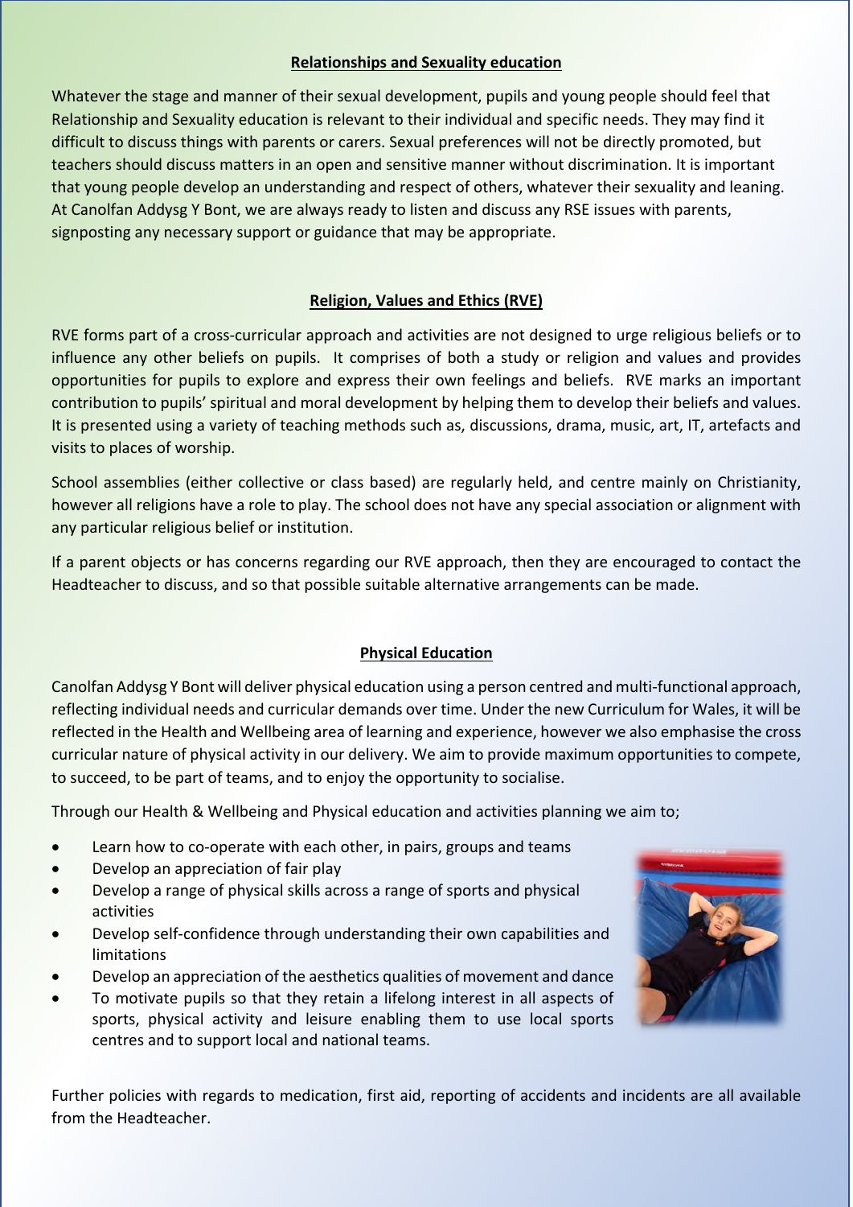## Relationships and Sexuality education

Whatever the stage and manner of their sexual development, pupils and young people should feel that Relationship and Sexuality education is relevant to their individual and specific needs. They may find it difficult to discuss things with parents or carers. Sexual preferences will not be directly promoted, but teachers should discuss matters in an open and sensitive manner without discrimination. It is important that young people develop an understanding and respect of others, whatever their sexuality and leaning. At Canolfan Addysg Y Bont, we are always ready to listen and discuss any RSE issues with parents, signposting any necessary support or guidance that may be appropriate.

## Religion, Values and Ethics (RVE)

RVE forms part of a cross-curricular approach and activities are not designed to urge religious beliefs or to influence any other beliefs on pupils. It comprises of both a study or religion and values and provides opportunities for pupils to explore and express their own feelings and beliefs. RVE marks an important contribution to pupils' spiritual and moral development by helping them to develop their beliefs and values. It is presented using a variety of teaching methods such as, discussions, drama, music, art, IT, artefacts and visits to places of worship.

School assemblies (either collective or class based) are regularly held, and centre mainly on Christianity, however all religions have a role to play. The school does not have any special association or alignment with any particular religious belief or institution.

If a parent objects or has concerns regarding our RVE approach, then they are encouraged to contact the Headteacher to discuss, and so that possible suitable alternative arrangements can be made.

## Physical Education

Canolfan Addysg Y Bont will deliver physical education using a person centred and multi-functional approach, reflecting individual needs and curricular demands over time. Under the new Curriculum for Wales, it will be reflected in the Health and Wellbeing area of learning and experience, however we also emphasise the cross curricular nature of physical activity in our delivery. We aim to provide maximum opportunities to compete, to succeed, to be part of teams, and to enjoy the opportunity to socialise.

Through our Health & Wellbeing and Physical education and activities planning we aim to;

- Learn how to co-operate with each other, in pairs, groups and teams
- Develop an appreciation of fair play
- Develop a range of physical skills across a range of sports and physical activities
- Develop self-confidence through understanding their own capabilities and limitations
- Develop an appreciation of the aesthetics qualities of movement and dance
- To motivate pupils so that they retain a lifelong interest in all aspects of sports, physical activity and leisure enabling them to use local sports centres and to support local and national teams.

Further policies with regards to medication, first aid, reporting of accidents and incidents are all available from the Headteacher.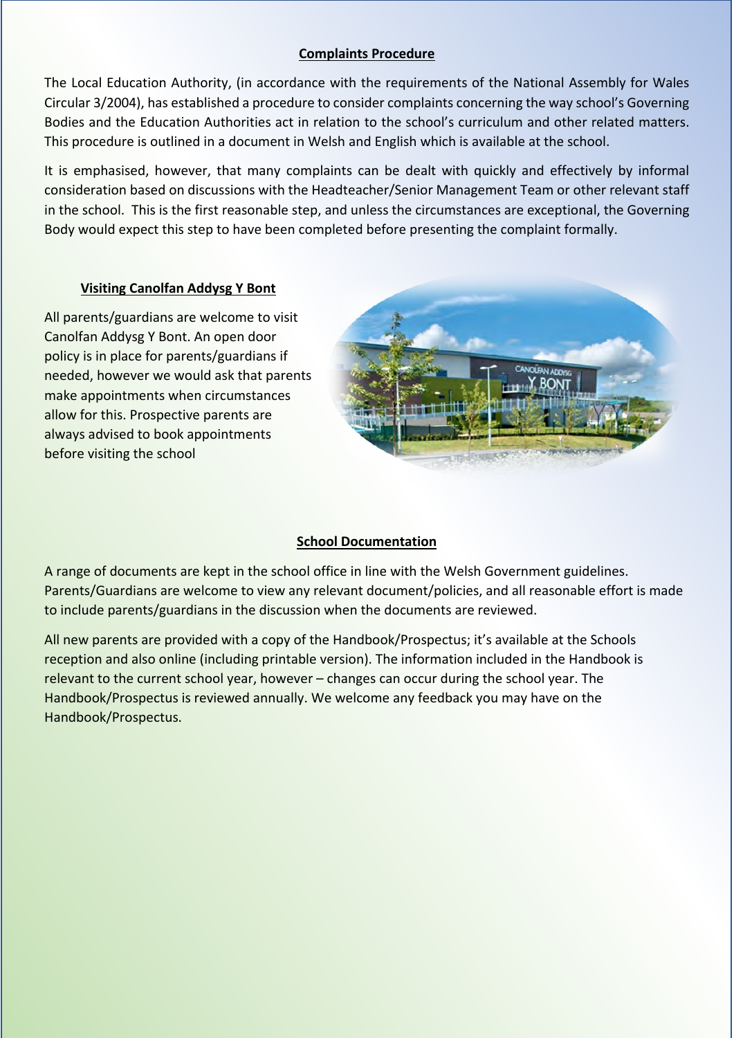## Complaints Procedure

The Local Education Authority, (in accordance with the requirements of the National Assembly for Wales Circular 3/2004), has established a procedure to consider complaints concerning the way school's Governing Bodies and the Education Authorities act in relation to the school's curriculum and other related matters. This procedure is outlined in a document in Welsh and English which is available at the school.

It is emphasised, however, that many complaints can be dealt with quickly and effectively by informal consideration based on discussions with the Headteacher/Senior Management Team or other relevant staff in the school. This is the first reasonable step, and unless the circumstances are exceptional, the Governing Body would expect this step to have been completed before presenting the complaint formally.

## Visiting Canolfan Addysg Y Bont

All parents/guardians are welcome to visit Canolfan Addysg Y Bont. An open door policy is in place for parents/guardians if needed, however we would ask that parents make appointments when circumstances allow for this. Prospective parents are always advised to book appointments before visiting the school

## School Documentation

A range of documents are kept in the school office in line with the Welsh Government guidelines. Parents/Guardians are welcome to view any relevant document/policies, and all reasonable effort is made to include parents/guardians in the discussion when the documents are reviewed.

All new parents are provided with a copy of the Handbook/Prospectus; it's available at the Schools reception and also online (including printable version). The information included in the Handbook is relevant to the current school year, however – changes can occur during the school year. The Handbook/Prospectus is reviewed annually. We welcome any feedback you may have on the Handbook/Prospectus.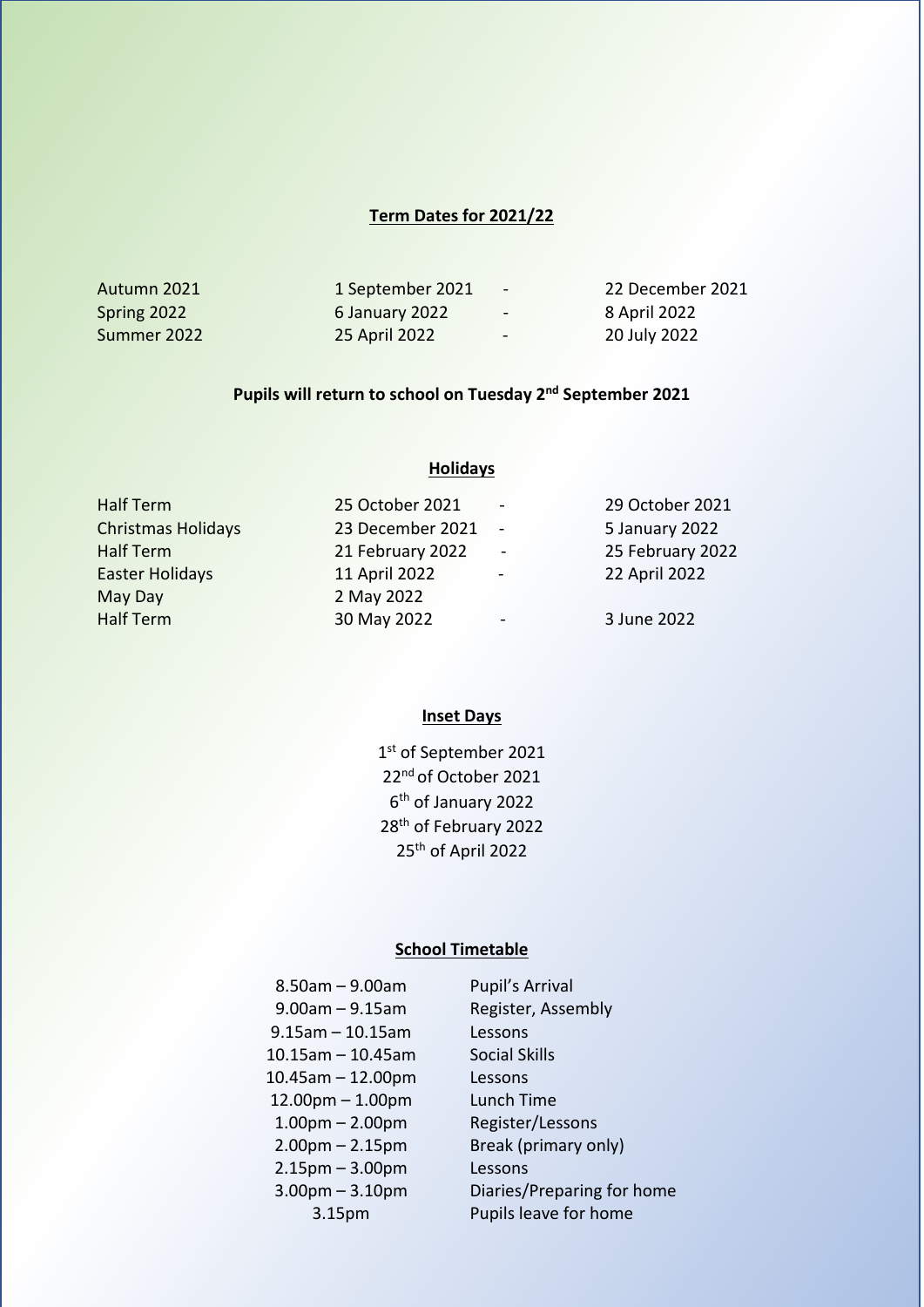## Term Dates for 2021/22

| | | | |
|---|---|---|---|
| Autumn 2021 | 1 September 2021 | - | 22 December 2021 |
| Spring 2022 | 6 January 2022 | - | 8 April 2022 |
| Summer 2022 | 25 April 2022 | - | 20 July 2022 |

**Pupils will return to school on Tuesday 2nd September 2021**

## Holidays

| | | | |
|---|---|---|---|
| Half Term | 25 October 2021 | - | 29 October 2021 |
| Christmas Holidays | 23 December 2021 | - | 5 January 2022 |
| Half Term | 21 February 2022 | - | 25 February 2022 |
| Easter Holidays | 11 April 2022 | - | 22 April 2022 |
| May Day | 2 May 2022 | | |
| Half Term | 30 May 2022 | - | 3 June 2022 |

## Inset Days

1st of September 2021
22nd of October 2021
6th of January 2022
28th of February 2022
25th of April 2022

## School Timetable

| | |
|---|---|
| 8.50am – 9.00am | Pupil's Arrival |
| 9.00am – 9.15am | Register, Assembly |
| 9.15am – 10.15am | Lessons |
| 10.15am – 10.45am | Social Skills |
| 10.45am – 12.00pm | Lessons |
| 12.00pm – 1.00pm | Lunch Time |
| 1.00pm – 2.00pm | Register/Lessons |
| 2.00pm – 2.15pm | Break (primary only) |
| 2.15pm – 3.00pm | Lessons |
| 3.00pm – 3.10pm | Diaries/Preparing for home |
| 3.15pm | Pupils leave for home |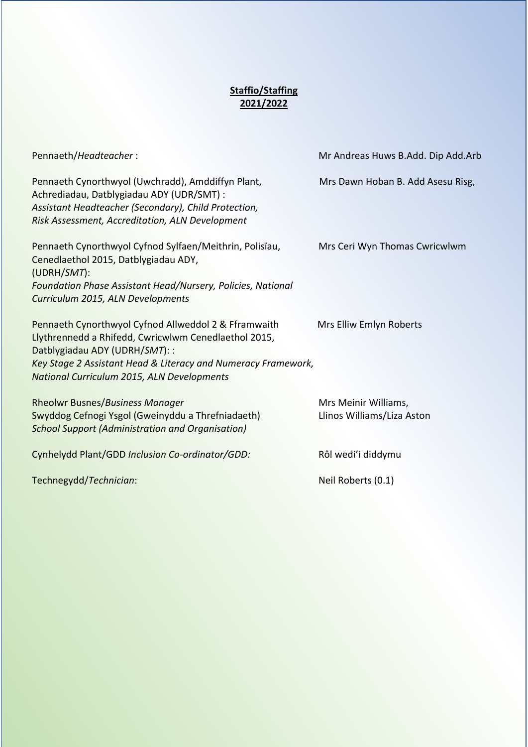**<u>Staffio/Staffing</u>**
**<u>2021/2022</u>**

| | |
|---|---|
| Pennaeth/*Headteacher* : | Mr Andreas Huws B.Add. Dip Add.Arb |
| Pennaeth Cynorthwyol (Uwchradd), Amddiffyn Plant, Achrediadau, Datblygiadau ADY (UDR/SMT) : *Assistant Headteacher (Secondary), Child Protection, Risk Assessment, Accreditation, ALN Development* | Mrs Dawn Hoban B. Add Asesu Risg, |
| Pennaeth Cynorthwyol Cyfnod Sylfaen/Meithrin, Polisïau, Cenedlaethol 2015, Datblygiadau ADY, (UDRH/*SMT*): *Foundation Phase Assistant Head/Nursery, Policies, National Curriculum 2015, ALN Developments* | Mrs Ceri Wyn Thomas Cwricwlwm |
| Pennaeth Cynorthwyol Cyfnod Allweddol 2 & Fframwaith Llythrennedd a Rhifedd, Cwricwlwm Cenedlaethol 2015, Datblygiadau ADY (UDRH/*SMT*): : *Key Stage 2 Assistant Head & Literacy and Numeracy Framework, National Curriculum 2015, ALN Developments* | Mrs Elliw Emlyn Roberts |
| Rheolwr Busnes/*Business Manager* | Mrs Meinir Williams, |
| Swyddog Cefnogi Ysgol (Gweinyddu a Threfniadaeth) *School Support (Administration and Organisation)* | Llinos Williams/Liza Aston |
| Cynhelydd Plant/GDD *Inclusion Co-ordinator/GDD:* | Rôl wedi'i diddymu |
| Technegydd/*Technician*: | Neil Roberts (0.1) |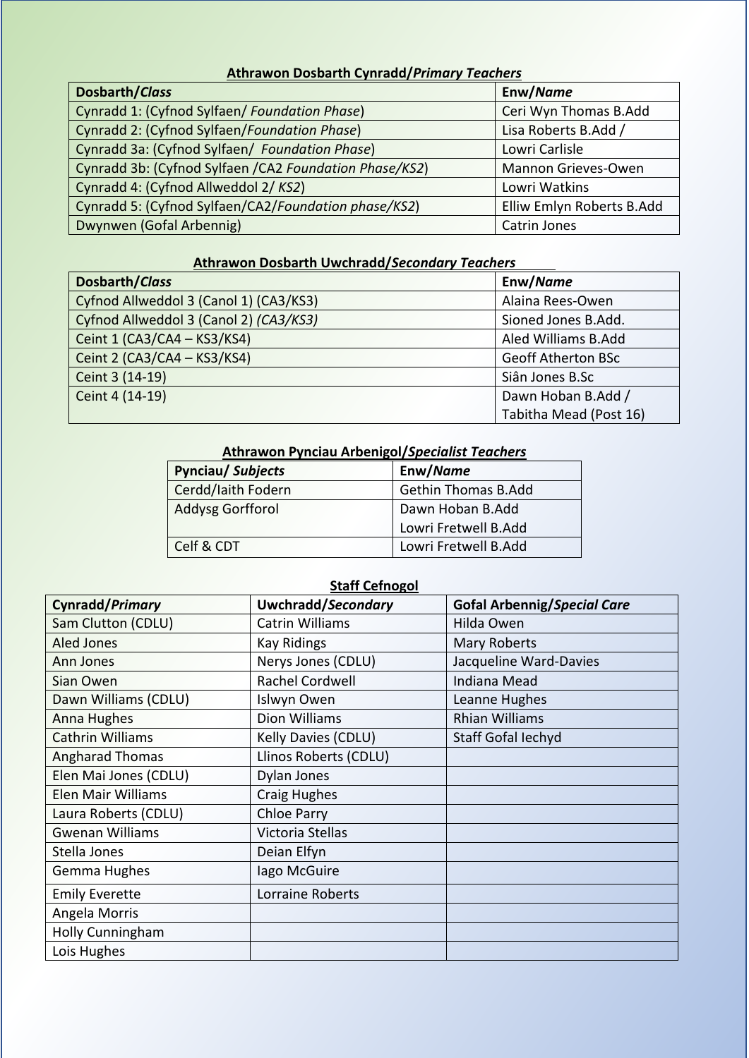**Athrawon Dosbarth Cynradd/*Primary Teachers***

| Dosbarth/*Class* | Enw/*Name* |
|---|---|
| Cynradd 1: (Cyfnod Sylfaen/ *Foundation Phase*) | Ceri Wyn Thomas B.Add |
| Cynradd 2: (Cyfnod Sylfaen/*Foundation Phase*) | Lisa Roberts B.Add / |
| Cynradd 3a: (Cyfnod Sylfaen/ *Foundation Phase*) | Lowri Carlisle |
| Cynradd 3b: (Cyfnod Sylfaen /CA2 *Foundation Phase/KS2*) | Mannon Grieves-Owen |
| Cynradd 4: (Cyfnod Allweddol 2/ *KS2*) | Lowri Watkins |
| Cynradd 5: (Cyfnod Sylfaen/CA2/*Foundation phase/KS2*) | Elliw Emlyn Roberts B.Add |
| Dwynwen (Gofal Arbennig) | Catrin Jones |

**Athrawon Dosbarth Uwchradd/*Secondary Teachers***

| Dosbarth/*Class* | Enw/*Name* |
|---|---|
| Cyfnod Allweddol 3 (Canol 1) (CA3/KS3) | Alaina Rees-Owen |
| Cyfnod Allweddol 3 (Canol 2) *(CA3/KS3)* | Sioned Jones B.Add. |
| Ceint 1 (CA3/CA4 – KS3/KS4) | Aled Williams B.Add |
| Ceint 2 (CA3/CA4 – KS3/KS4) | Geoff Atherton BSc |
| Ceint 3 (14-19) | Siân Jones B.Sc |
| Ceint 4 (14-19) | Dawn Hoban B.Add / Tabitha Mead (Post 16) |

**Athrawon Pynciau Arbenigol/*Specialist Teachers***

| Pynciau/ *Subjects* | Enw/*Name* |
|---|---|
| Cerdd/Iaith Fodern | Gethin Thomas B.Add |
| Addysg Gorfforol | Dawn Hoban B.Add<br>Lowri Fretwell B.Add |
| Celf & CDT | Lowri Fretwell B.Add |

**Staff Cefnogol**

| Cynradd/*Primary* | Uwchradd/*Secondary* | Gofal Arbennig/*Special Care* |
|---|---|---|
| Sam Clutton (CDLU) | Catrin Williams | Hilda Owen |
| Aled Jones | Kay Ridings | Mary Roberts |
| Ann Jones | Nerys Jones (CDLU) | Jacqueline Ward-Davies |
| Sian Owen | Rachel Cordwell | Indiana Mead |
| Dawn Williams (CDLU) | Islwyn Owen | Leanne Hughes |
| Anna Hughes | Dion Williams | Rhian Williams |
| Cathrin Williams | Kelly Davies (CDLU) | Staff Gofal Iechyd |
| Angharad Thomas | Llinos Roberts (CDLU) | |
| Elen Mai Jones (CDLU) | Dylan Jones | |
| Elen Mair Williams | Craig Hughes | |
| Laura Roberts (CDLU) | Chloe Parry | |
| Gwenan Williams | Victoria Stellas | |
| Stella Jones | Deian Elfyn | |
| Gemma Hughes | Iago McGuire | |
| Emily Everette | Lorraine Roberts | |
| Angela Morris | | |
| Holly Cunningham | | |
| Lois Hughes | | |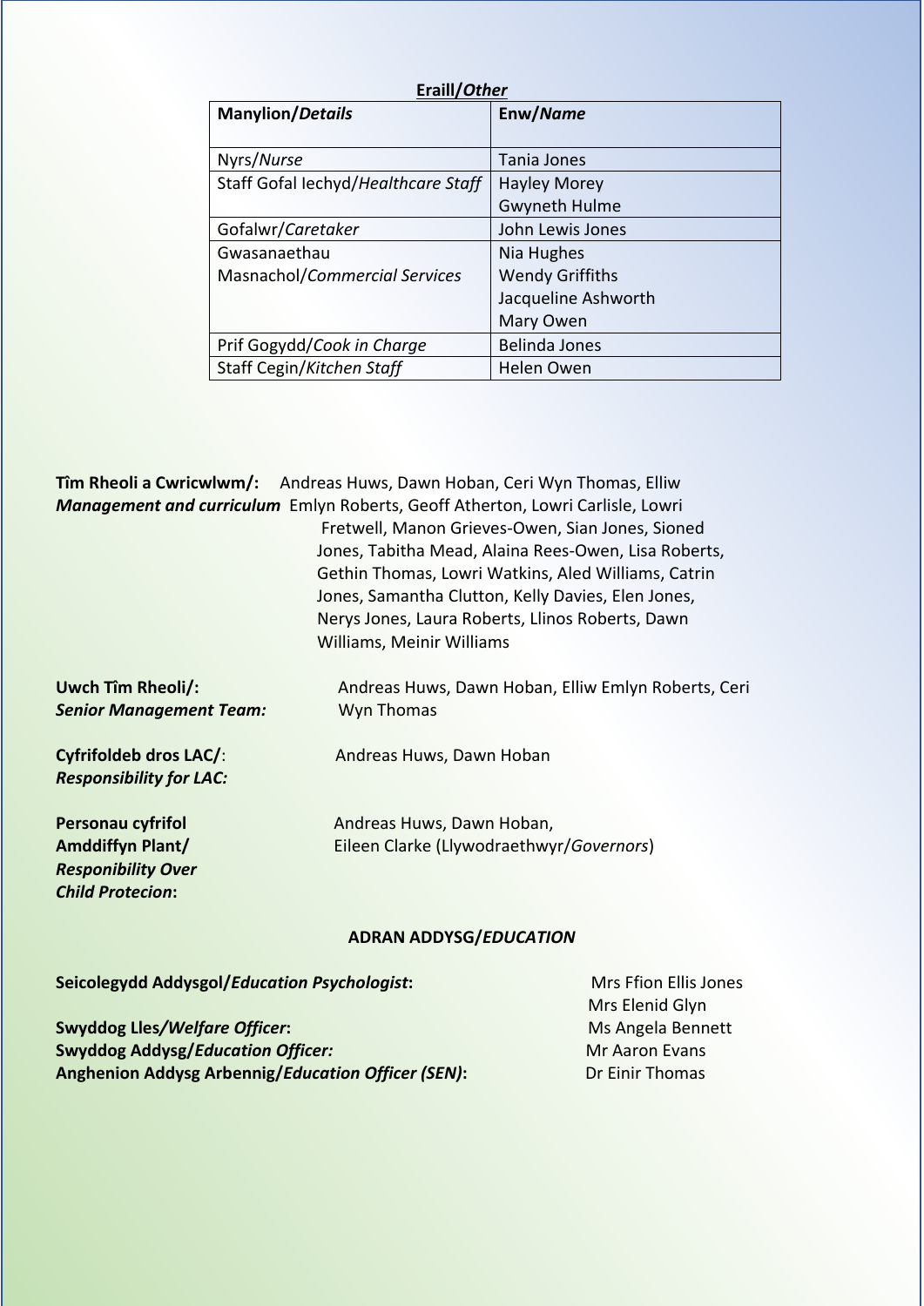**Eraill/*Other***

| **Manylion/*Details*** | **Enw/*Name*** |
|---|---|
| Nyrs/*Nurse* | Tania Jones |
| Staff Gofal Iechyd/*Healthcare Staff* | Hayley Morey<br>Gwyneth Hulme |
| Gofalwr/*Caretaker* | John Lewis Jones |
| Gwasanaethau Masnachol/*Commercial Services* | Nia Hughes<br>Wendy Griffiths<br>Jacqueline Ashworth<br>Mary Owen |
| Prif Gogydd/*Cook in Charge* | Belinda Jones |
| Staff Cegin/*Kitchen Staff* | Helen Owen |

**Tîm Rheoli a Cwricwlwm/:** ***Management and curriculum*** Andreas Huws, Dawn Hoban, Ceri Wyn Thomas, Elliw Emlyn Roberts, Geoff Atherton, Lowri Carlisle, Lowri Fretwell, Manon Grieves-Owen, Sian Jones, Sioned Jones, Tabitha Mead, Alaina Rees-Owen, Lisa Roberts, Gethin Thomas, Lowri Watkins, Aled Williams, Catrin Jones, Samantha Clutton, Kelly Davies, Elen Jones, Nerys Jones, Laura Roberts, Llinos Roberts, Dawn Williams, Meinir Williams

**Uwch Tîm Rheoli/:** ***Senior Management Team:*** Andreas Huws, Dawn Hoban, Elliw Emlyn Roberts, Ceri Wyn Thomas

**Cyfrifoldeb dros LAC/**: ***Responsibility for LAC:*** Andreas Huws, Dawn Hoban

**Personau cyfrifol Amddiffyn Plant/** ***Responibility Over Child Protecion*:** Andreas Huws, Dawn Hoban, Eileen Clarke (Llywodraethwyr/*Governors*)

**ADRAN ADDYSG/*EDUCATION***

**Seicolegydd Addysgol/*Education Psychologist*:** Mrs Ffion Ellis Jones, Mrs Elenid Glyn

**Swyddog Lles/*Welfare Officer*:** Ms Angela Bennett

**Swyddog Addysg/*Education Officer:*** Mr Aaron Evans

**Anghenion Addysg Arbennig/*Education Officer (SEN)*:** Dr Einir Thomas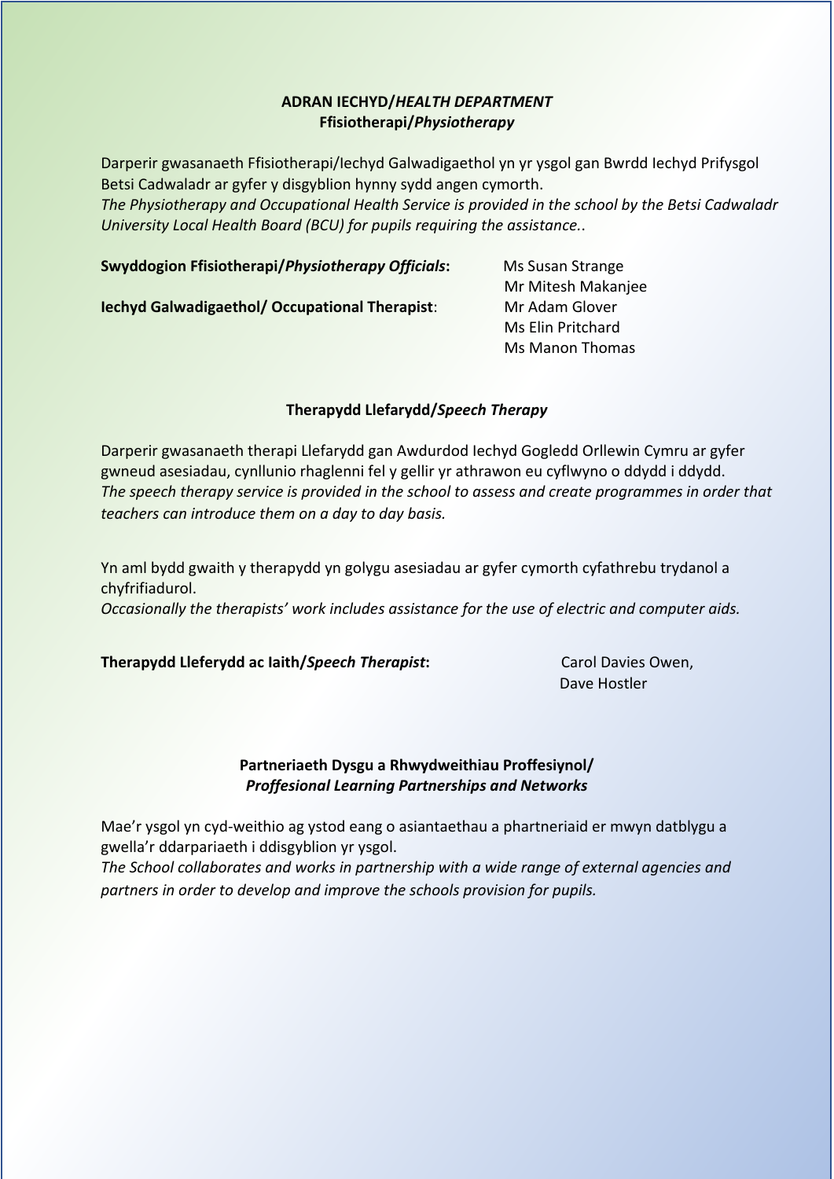## ADRAN IECHYD/*HEALTH DEPARTMENT*
### Ffisiotherapi/*Physiotherapy*

Darperir gwasanaeth Ffisiotherapi/Iechyd Galwadigaethol yn yr ysgol gan Bwrdd Iechyd Prifysgol Betsi Cadwaladr ar gyfer y disgyblion hynny sydd angen cymorth.
*The Physiotherapy and Occupational Health Service is provided in the school by the Betsi Cadwaladr University Local Health Board (BCU) for pupils requiring the assistance..*

**Swyddogion Ffisiotherapi/*Physiotherapy Officials*:** Ms Susan Strange
Mr Mitesh Makanjee

**Iechyd Galwadigaethol/ Occupational Therapist**: Mr Adam Glover
Ms Elin Pritchard
Ms Manon Thomas

### Therapydd Llefarydd/*Speech Therapy*

Darperir gwasanaeth therapi Llefarydd gan Awdurdod Iechyd Gogledd Orllewin Cymru ar gyfer gwneud asesiadau, cynllunio rhaglenni fel y gellir yr athrawon eu cyflwyno o ddydd i ddydd.
*The speech therapy service is provided in the school to assess and create programmes in order that teachers can introduce them on a day to day basis.*

Yn aml bydd gwaith y therapydd yn golygu asesiadau ar gyfer cymorth cyfathrebu trydanol a chyfrifiadurol.
*Occasionally the therapists' work includes assistance for the use of electric and computer aids.*

**Therapydd Lleferydd ac Iaith/*Speech Therapist*:** Carol Davies Owen,
Dave Hostler

### Partneriaeth Dysgu a Rhwydweithiau Proffesiynol/ *Proffesional Learning Partnerships and Networks*

Mae'r ysgol yn cyd-weithio ag ystod eang o asiantaethau a phartneriaid er mwyn datblygu a gwella'r ddarpariaeth i ddisgyblion yr ysgol.
*The School collaborates and works in partnership with a wide range of external agencies and partners in order to develop and improve the schools provision for pupils.*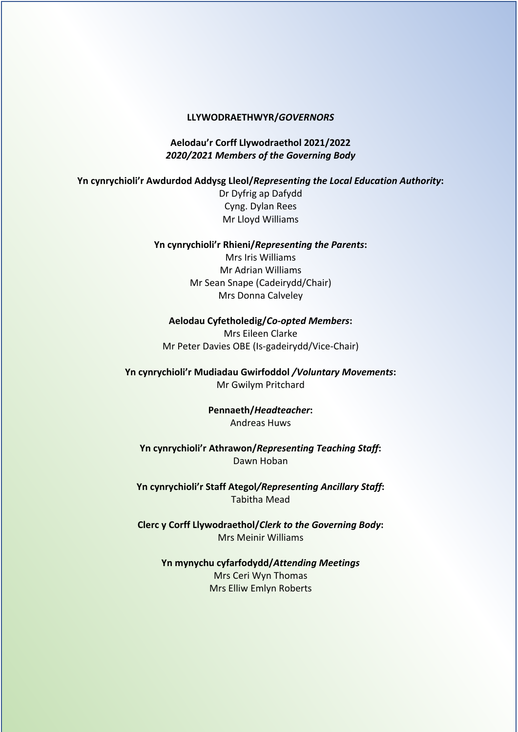## **LLYWODRAETHWYR/*GOVERNORS***

**Aelodau'r Corff Llywodraethol 2021/2022**
***2020/2021 Members of the Governing Body***

**Yn cynrychioli'r Awdurdod Addysg Lleol/*Representing the Local Education Authority*:**
Dr Dyfrig ap Dafydd
Cyng. Dylan Rees
Mr Lloyd Williams

**Yn cynrychioli'r Rhieni/*Representing the Parents*:**
Mrs Iris Williams
Mr Adrian Williams
Mr Sean Snape (Cadeirydd/Chair)
Mrs Donna Calveley

**Aelodau Cyfetholedig/*Co-opted Members*:**
Mrs Eileen Clarke
Mr Peter Davies OBE (Is-gadeirydd/Vice-Chair)

**Yn cynrychioli'r Mudiadau Gwirfoddol */Voluntary Movements*:**
Mr Gwilym Pritchard

**Pennaeth/*Headteacher*:**
Andreas Huws

**Yn cynrychioli'r Athrawon/*Representing Teaching Staff*:**
Dawn Hoban

**Yn cynrychioli'r Staff Ategol/*Representing Ancillary Staff*:**
Tabitha Mead

**Clerc y Corff Llywodraethol/*Clerk to the Governing Body*:**
Mrs Meinir Williams

**Yn mynychu cyfarfodydd/*Attending Meetings***
Mrs Ceri Wyn Thomas
Mrs Elliw Emlyn Roberts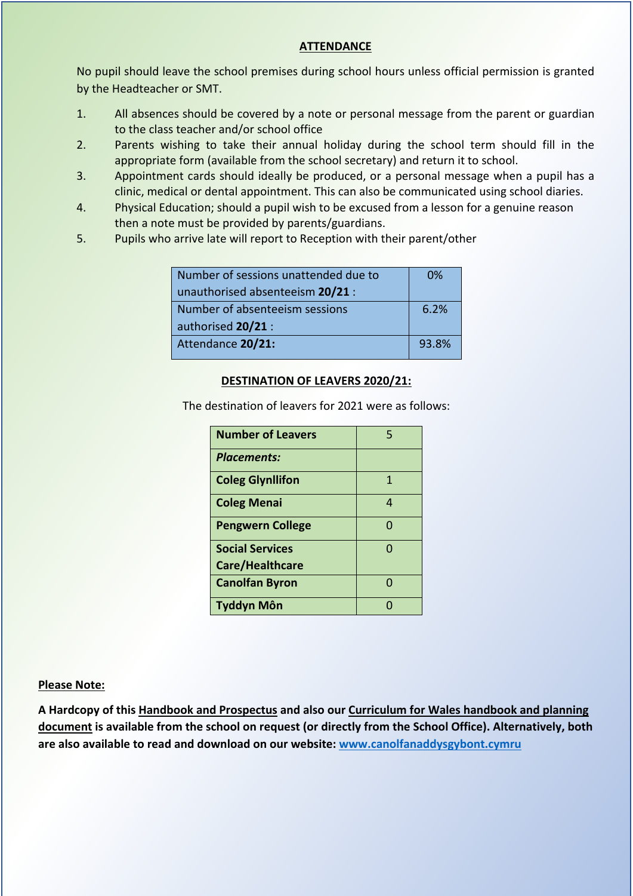## ATTENDANCE

No pupil should leave the school premises during school hours unless official permission is granted by the Headteacher or SMT.

1. All absences should be covered by a note or personal message from the parent or guardian to the class teacher and/or school office
2. Parents wishing to take their annual holiday during the school term should fill in the appropriate form (available from the school secretary) and return it to school.
3. Appointment cards should ideally be produced, or a personal message when a pupil has a clinic, medical or dental appointment. This can also be communicated using school diaries.
4. Physical Education; should a pupil wish to be excused from a lesson for a genuine reason then a note must be provided by parents/guardians.
5. Pupils who arrive late will report to Reception with their parent/other

| | |
|---|---|
| Number of sessions unattended due to unauthorised absenteeism **20/21** : | 0% |
| Number of absenteeism sessions authorised **20/21** : | 6.2% |
| Attendance **20/21:** | 93.8% |

## DESTINATION OF LEAVERS 2020/21:

The destination of leavers for 2021 were as follows:

| | |
|---|---|
| **Number of Leavers** | 5 |
| ***Placements:*** | |
| **Coleg Glynllifon** | 1 |
| **Coleg Menai** | 4 |
| **Pengwern College** | 0 |
| **Social Services Care/Healthcare** | 0 |
| **Canolfan Byron** | 0 |
| **Tyddyn Môn** | 0 |

**Please Note:**

**A Hardcopy of this Handbook and Prospectus and also our Curriculum for Wales handbook and planning document is available from the school on request (or directly from the School Office). Alternatively, both are also available to read and download on our website: www.canolfanaddysgybont.cymru**